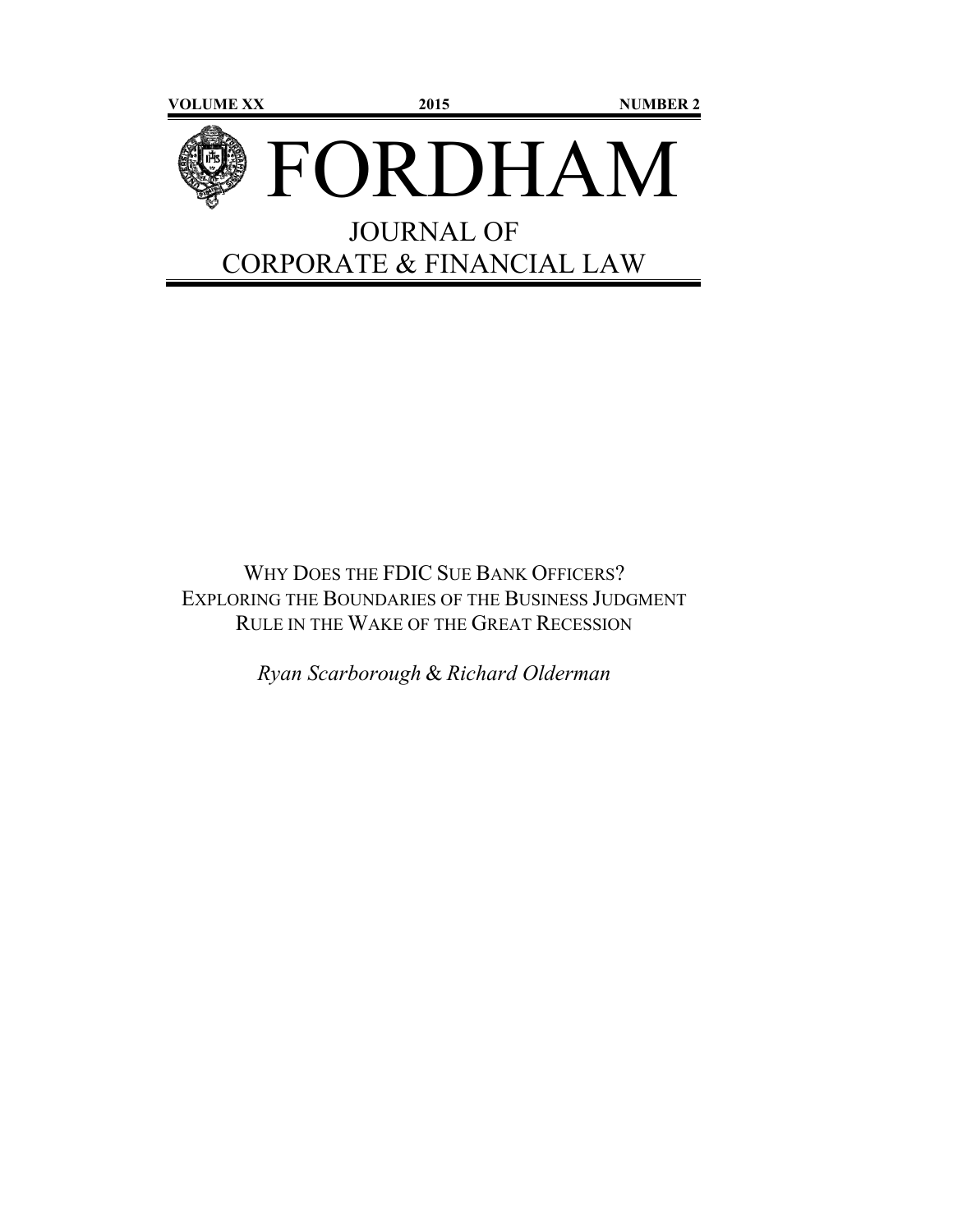VOLUME XX 2015 NUMBER 2

# FORDHAM

## JOURNAL OF CORPORATE & FINANCIAL LAW

WHY DOES THE FDIC SUE BANK OFFICERS? EXPLORING THE BOUNDARIES OF THE BUSINESS JUDGMENT RULE IN THE WAKE OF THE GREAT RECESSION

*Ryan Scarborough* & *Richard Olderman*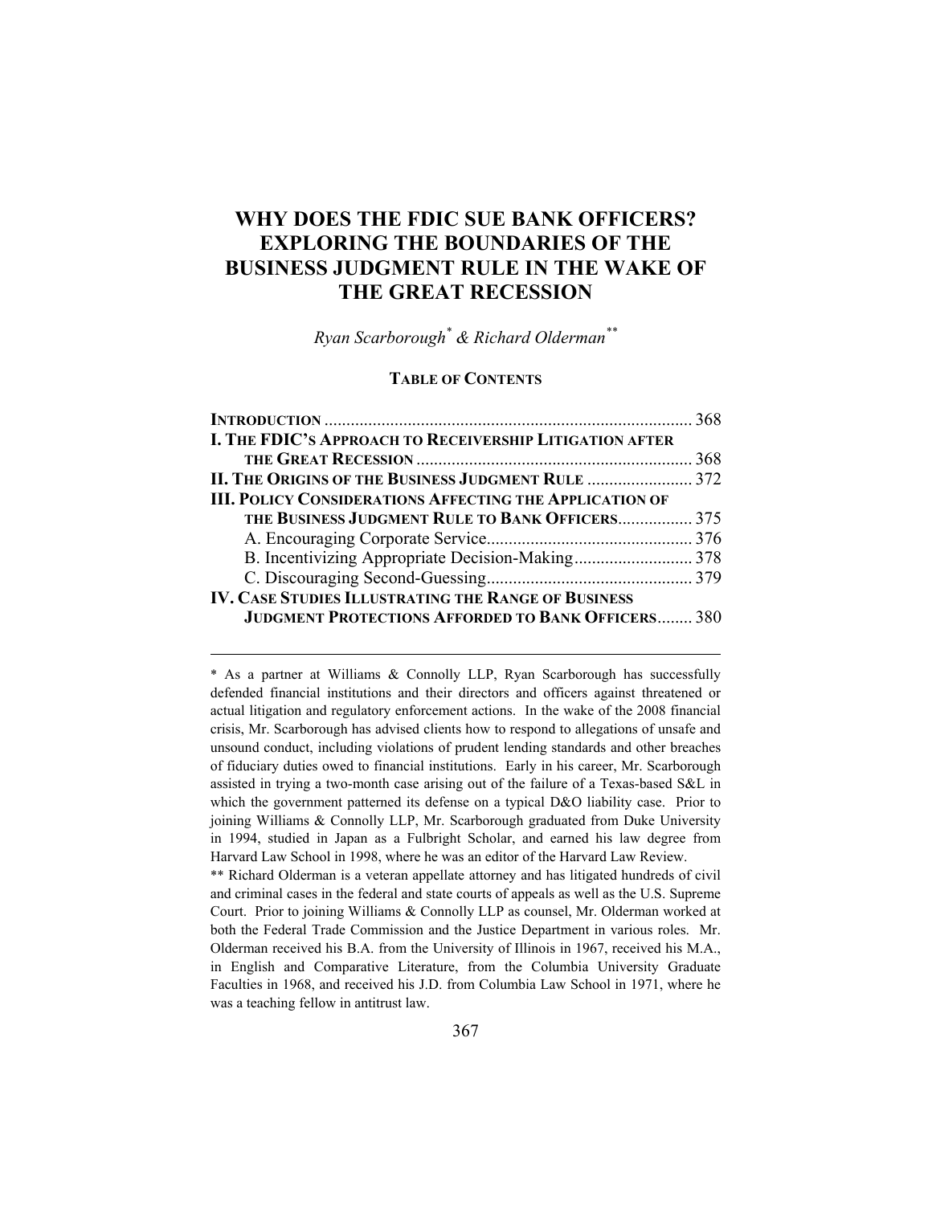# WHY DOES THE FDIC SUE BANK OFFICERS? EXPLORING THE BOUNDARIES OF THE BUSINESS JUDGMENT RULE IN THE WAKE OF THE GREAT RECESSION

*Ryan Scarborough[*] & Richard Olderman[**]*

**TABLE OF CONTENTS**

**INTRODUCTION** .................................................................................... 368
**I. THE FDIC'S APPROACH TO RECEIVERSHIP LITIGATION AFTER THE GREAT RECESSION** ................................................................ 368
**II. THE ORIGINS OF THE BUSINESS JUDGMENT RULE** ........................ 372
**III. POLICY CONSIDERATIONS AFFECTING THE APPLICATION OF THE BUSINESS JUDGMENT RULE TO BANK OFFICERS** ................. 375
A. Encouraging Corporate Service............................................... 376
B. Incentivizing Appropriate Decision-Making........................... 378
C. Discouraging Second-Guessing............................................... 379
**IV. CASE STUDIES ILLUSTRATING THE RANGE OF BUSINESS JUDGMENT PROTECTIONS AFFORDED TO BANK OFFICERS**........ 380

---

\* As a partner at Williams & Connolly LLP, Ryan Scarborough has successfully defended financial institutions and their directors and officers against threatened or actual litigation and regulatory enforcement actions. In the wake of the 2008 financial crisis, Mr. Scarborough has advised clients how to respond to allegations of unsafe and unsound conduct, including violations of prudent lending standards and other breaches of fiduciary duties owed to financial institutions. Early in his career, Mr. Scarborough assisted in trying a two-month case arising out of the failure of a Texas-based S&L in which the government patterned its defense on a typical D&O liability case. Prior to joining Williams & Connolly LLP, Mr. Scarborough graduated from Duke University in 1994, studied in Japan as a Fulbright Scholar, and earned his law degree from Harvard Law School in 1998, where he was an editor of the Harvard Law Review.

\*\* Richard Olderman is a veteran appellate attorney and has litigated hundreds of civil and criminal cases in the federal and state courts of appeals as well as the U.S. Supreme Court. Prior to joining Williams & Connolly LLP as counsel, Mr. Olderman worked at both the Federal Trade Commission and the Justice Department in various roles. Mr. Olderman received his B.A. from the University of Illinois in 1967, received his M.A., in English and Comparative Literature, from the Columbia University Graduate Faculties in 1968, and received his J.D. from Columbia Law School in 1971, where he was a teaching fellow in antitrust law.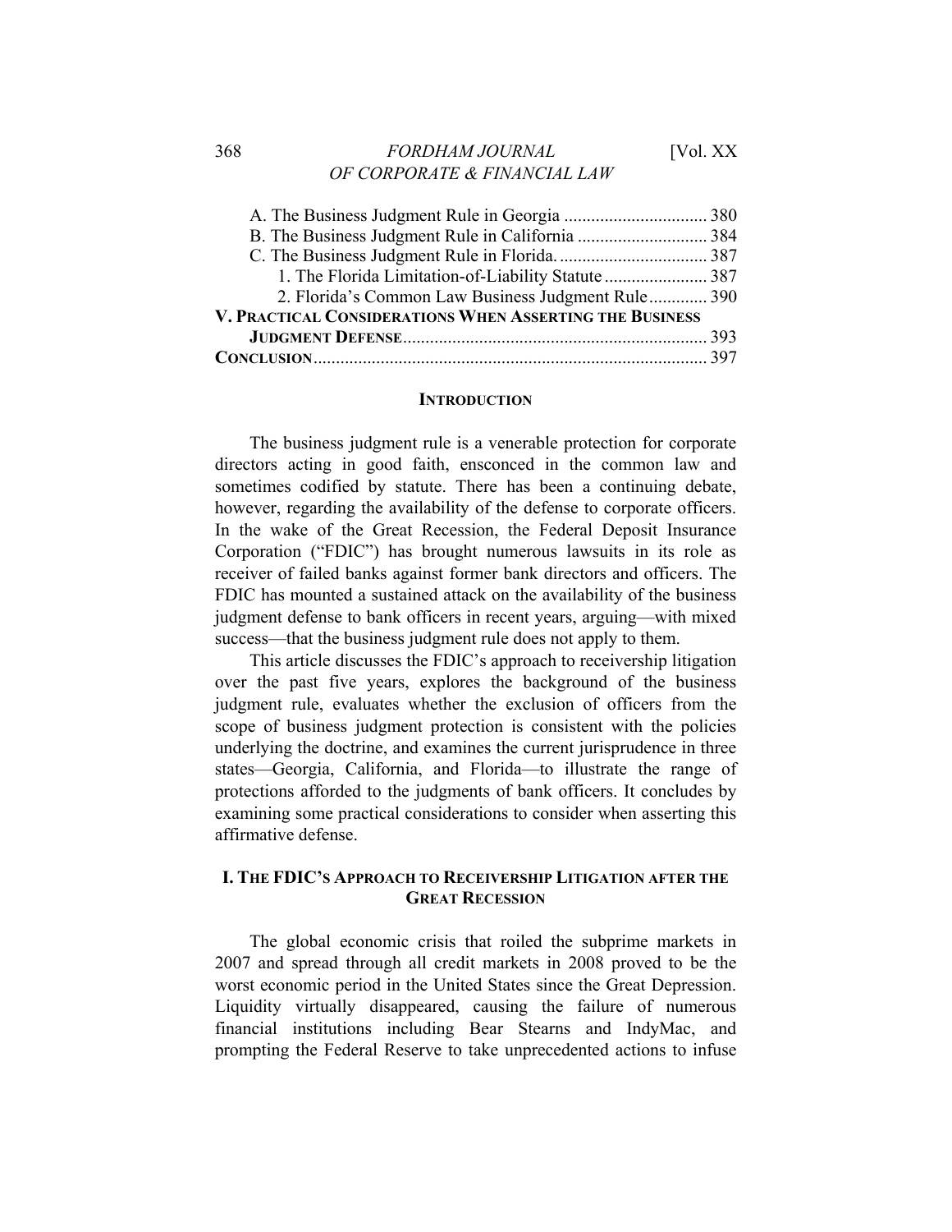A. The Business Judgment Rule in Georgia ................................ 380
B. The Business Judgment Rule in California ............................ 384
C. The Business Judgment Rule in Florida. ................................ 387
1. The Florida Limitation-of-Liability Statute ....................... 387
2. Florida's Common Law Business Judgment Rule ............. 390
**V. PRACTICAL CONSIDERATIONS WHEN ASSERTING THE BUSINESS JUDGMENT DEFENSE** ................................................................... 393
**CONCLUSION** ....................................................................................... 397

## INTRODUCTION

The business judgment rule is a venerable protection for corporate directors acting in good faith, ensconced in the common law and sometimes codified by statute. There has been a continuing debate, however, regarding the availability of the defense to corporate officers. In the wake of the Great Recession, the Federal Deposit Insurance Corporation ("FDIC") has brought numerous lawsuits in its role as receiver of failed banks against former bank directors and officers. The FDIC has mounted a sustained attack on the availability of the business judgment defense to bank officers in recent years, arguing—with mixed success—that the business judgment rule does not apply to them.

This article discusses the FDIC's approach to receivership litigation over the past five years, explores the background of the business judgment rule, evaluates whether the exclusion of officers from the scope of business judgment protection is consistent with the policies underlying the doctrine, and examines the current jurisprudence in three states—Georgia, California, and Florida—to illustrate the range of protections afforded to the judgments of bank officers. It concludes by examining some practical considerations to consider when asserting this affirmative defense.

## I. THE FDIC'S APPROACH TO RECEIVERSHIP LITIGATION AFTER THE GREAT RECESSION

The global economic crisis that roiled the subprime markets in 2007 and spread through all credit markets in 2008 proved to be the worst economic period in the United States since the Great Depression. Liquidity virtually disappeared, causing the failure of numerous financial institutions including Bear Stearns and IndyMac, and prompting the Federal Reserve to take unprecedented actions to infuse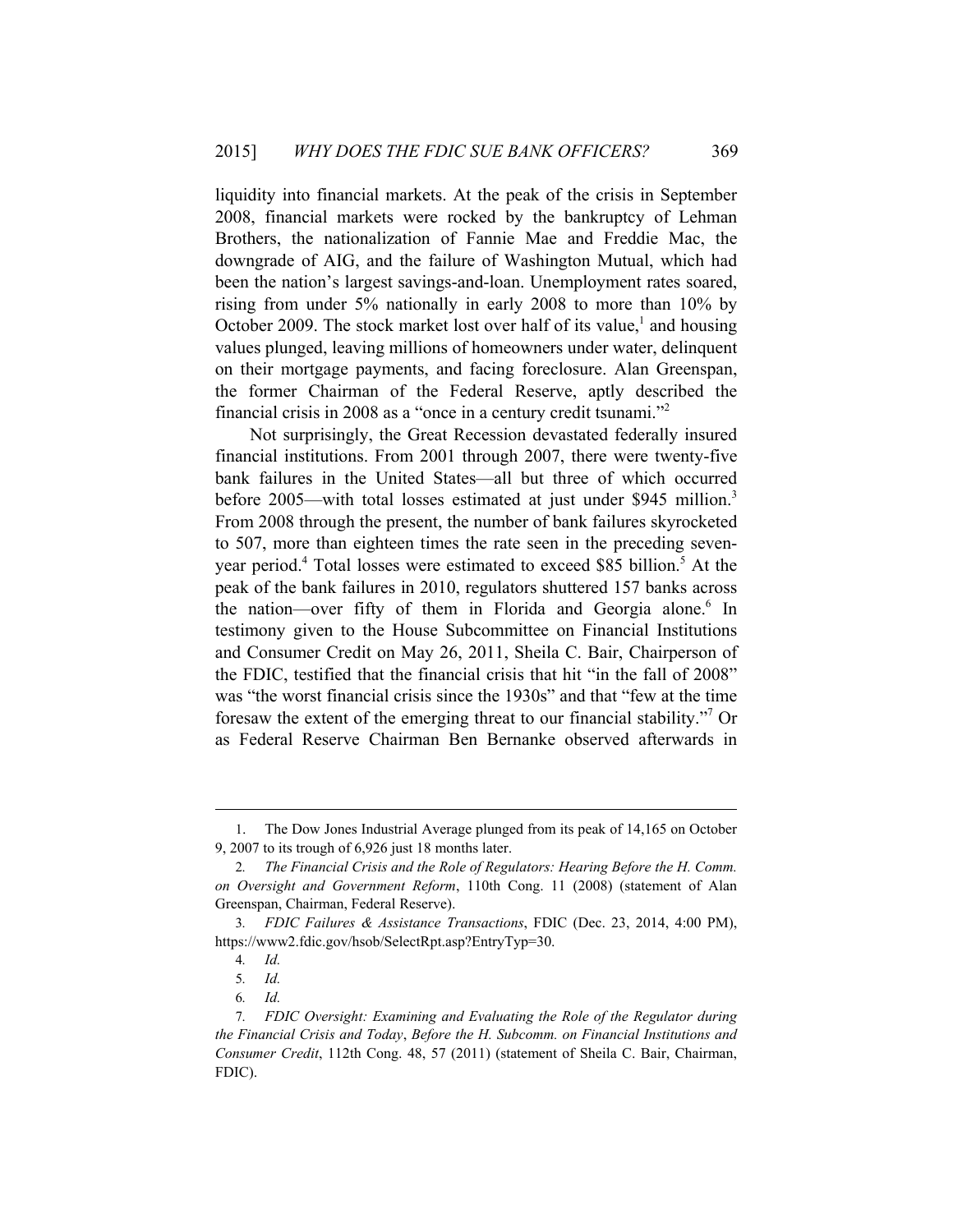liquidity into financial markets. At the peak of the crisis in September 2008, financial markets were rocked by the bankruptcy of Lehman Brothers, the nationalization of Fannie Mae and Freddie Mac, the downgrade of AIG, and the failure of Washington Mutual, which had been the nation's largest savings-and-loan. Unemployment rates soared, rising from under 5% nationally in early 2008 to more than 10% by October 2009. The stock market lost over half of its value,[1] and housing values plunged, leaving millions of homeowners under water, delinquent on their mortgage payments, and facing foreclosure. Alan Greenspan, the former Chairman of the Federal Reserve, aptly described the financial crisis in 2008 as a "once in a century credit tsunami."[2]

Not surprisingly, the Great Recession devastated federally insured financial institutions. From 2001 through 2007, there were twenty-five bank failures in the United States—all but three of which occurred before 2005—with total losses estimated at just under $945 million.[3] From 2008 through the present, the number of bank failures skyrocketed to 507, more than eighteen times the rate seen in the preceding seven-year period.[4] Total losses were estimated to exceed $85 billion.[5] At the peak of the bank failures in 2010, regulators shuttered 157 banks across the nation—over fifty of them in Florida and Georgia alone.[6] In testimony given to the House Subcommittee on Financial Institutions and Consumer Credit on May 26, 2011, Sheila C. Bair, Chairperson of the FDIC, testified that the financial crisis that hit "in the fall of 2008" was "the worst financial crisis since the 1930s" and that "few at the time foresaw the extent of the emerging threat to our financial stability."[7] Or as Federal Reserve Chairman Ben Bernanke observed afterwards in

---

1. The Dow Jones Industrial Average plunged from its peak of 14,165 on October 9, 2007 to its trough of 6,926 just 18 months later.

2. *The Financial Crisis and the Role of Regulators: Hearing Before the H. Comm. on Oversight and Government Reform*, 110th Cong. 11 (2008) (statement of Alan Greenspan, Chairman, Federal Reserve).

3. *FDIC Failures & Assistance Transactions*, FDIC (Dec. 23, 2014, 4:00 PM), https://www2.fdic.gov/hsob/SelectRpt.asp?EntryTyp=30.

4. *Id.*

5. *Id.*

6. *Id.*

7. *FDIC Oversight: Examining and Evaluating the Role of the Regulator during the Financial Crisis and Today*, *Before the H. Subcomm. on Financial Institutions and Consumer Credit*, 112th Cong. 48, 57 (2011) (statement of Sheila C. Bair, Chairman, FDIC).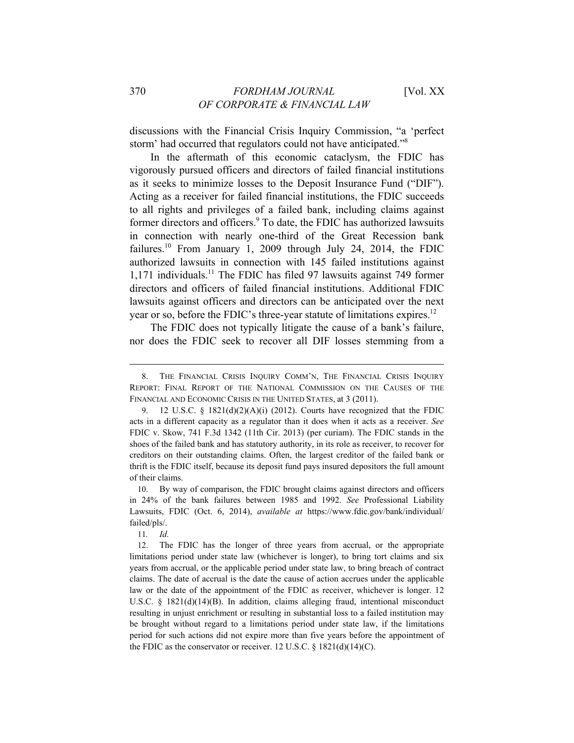discussions with the Financial Crisis Inquiry Commission, "a 'perfect storm' had occurred that regulators could not have anticipated."[8]

In the aftermath of this economic cataclysm, the FDIC has vigorously pursued officers and directors of failed financial institutions as it seeks to minimize losses to the Deposit Insurance Fund ("DIF"). Acting as a receiver for failed financial institutions, the FDIC succeeds to all rights and privileges of a failed bank, including claims against former directors and officers.[9] To date, the FDIC has authorized lawsuits in connection with nearly one-third of the Great Recession bank failures.[10] From January 1, 2009 through July 24, 2014, the FDIC authorized lawsuits in connection with 145 failed institutions against 1,171 individuals.[11] The FDIC has filed 97 lawsuits against 749 former directors and officers of failed financial institutions. Additional FDIC lawsuits against officers and directors can be anticipated over the next year or so, before the FDIC's three-year statute of limitations expires.[12]

The FDIC does not typically litigate the cause of a bank's failure, nor does the FDIC seek to recover all DIF losses stemming from a

---

8. THE FINANCIAL CRISIS INQUIRY COMM'N, THE FINANCIAL CRISIS INQUIRY REPORT: FINAL REPORT OF THE NATIONAL COMMISSION ON THE CAUSES OF THE FINANCIAL AND ECONOMIC CRISIS IN THE UNITED STATES, at 3 (2011).

9. 12 U.S.C. § 1821(d)(2)(A)(i) (2012). Courts have recognized that the FDIC acts in a different capacity as a regulator than it does when it acts as a receiver. *See* FDIC v. Skow, 741 F.3d 1342 (11th Cir. 2013) (per curiam). The FDIC stands in the shoes of the failed bank and has statutory authority, in its role as receiver, to recover for creditors on their outstanding claims. Often, the largest creditor of the failed bank or thrift is the FDIC itself, because its deposit fund pays insured depositors the full amount of their claims.

10. By way of comparison, the FDIC brought claims against directors and officers in 24% of the bank failures between 1985 and 1992. *See* Professional Liability Lawsuits, FDIC (Oct. 6, 2014), *available at* https://www.fdic.gov/bank/individual/failed/pls/.

11. *Id.*

12. The FDIC has the longer of three years from accrual, or the appropriate limitations period under state law (whichever is longer), to bring tort claims and six years from accrual, or the applicable period under state law, to bring breach of contract claims. The date of accrual is the date the cause of action accrues under the applicable law or the date of the appointment of the FDIC as receiver, whichever is longer. 12 U.S.C. § 1821(d)(14)(B). In addition, claims alleging fraud, intentional misconduct resulting in unjust enrichment or resulting in substantial loss to a failed institution may be brought without regard to a limitations period under state law, if the limitations period for such actions did not expire more than five years before the appointment of the FDIC as the conservator or receiver. 12 U.S.C. § 1821(d)(14)(C).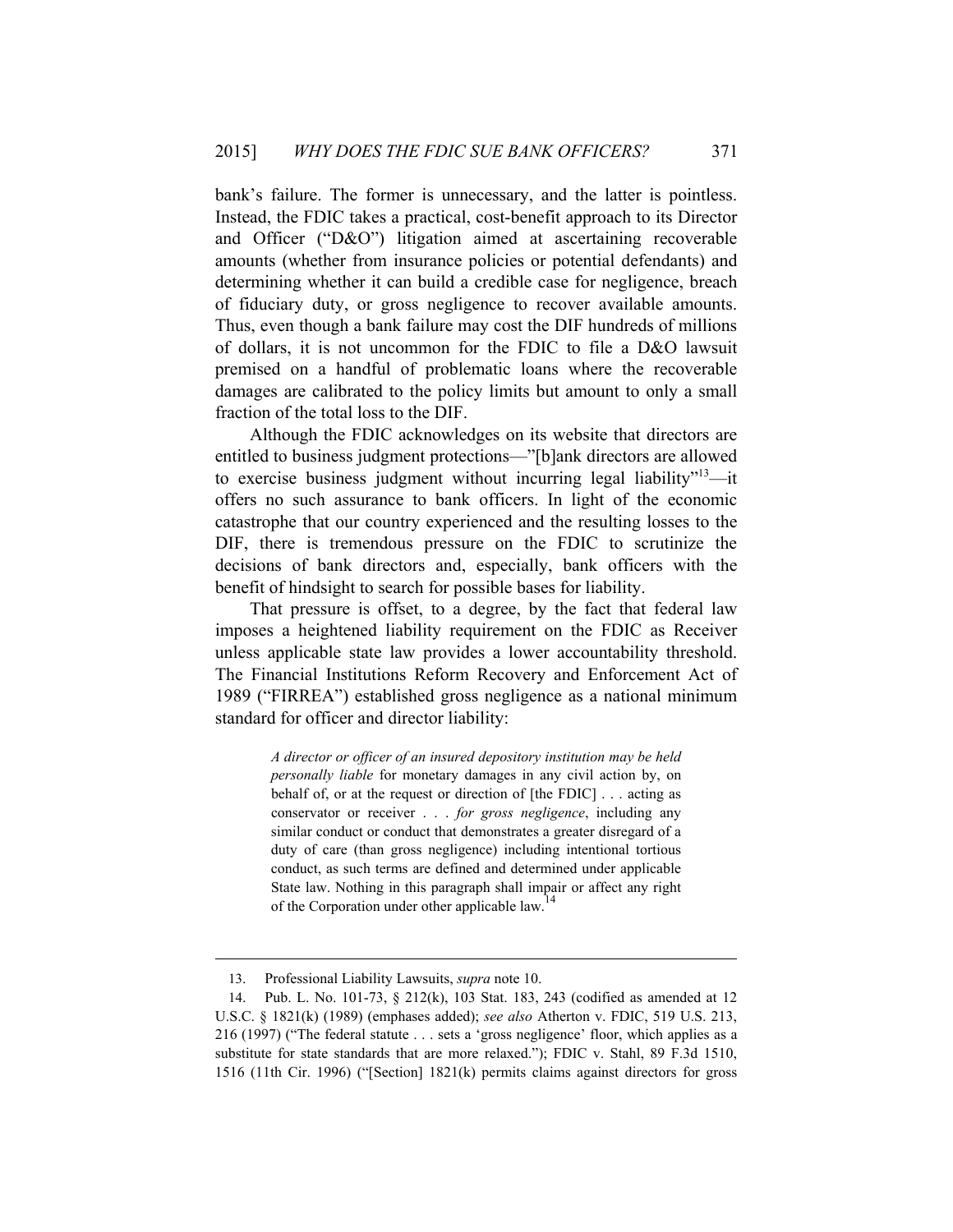bank's failure. The former is unnecessary, and the latter is pointless. Instead, the FDIC takes a practical, cost-benefit approach to its Director and Officer ("D&O") litigation aimed at ascertaining recoverable amounts (whether from insurance policies or potential defendants) and determining whether it can build a credible case for negligence, breach of fiduciary duty, or gross negligence to recover available amounts. Thus, even though a bank failure may cost the DIF hundreds of millions of dollars, it is not uncommon for the FDIC to file a D&O lawsuit premised on a handful of problematic loans where the recoverable damages are calibrated to the policy limits but amount to only a small fraction of the total loss to the DIF.

Although the FDIC acknowledges on its website that directors are entitled to business judgment protections—"[b]ank directors are allowed to exercise business judgment without incurring legal liability"[13]—it offers no such assurance to bank officers. In light of the economic catastrophe that our country experienced and the resulting losses to the DIF, there is tremendous pressure on the FDIC to scrutinize the decisions of bank directors and, especially, bank officers with the benefit of hindsight to search for possible bases for liability.

That pressure is offset, to a degree, by the fact that federal law imposes a heightened liability requirement on the FDIC as Receiver unless applicable state law provides a lower accountability threshold. The Financial Institutions Reform Recovery and Enforcement Act of 1989 ("FIRREA") established gross negligence as a national minimum standard for officer and director liability:

> *A director or officer of an insured depository institution may be held personally liable* for monetary damages in any civil action by, on behalf of, or at the request or direction of [the FDIC] . . . acting as conservator or receiver . . . *for gross negligence*, including any similar conduct or conduct that demonstrates a greater disregard of a duty of care (than gross negligence) including intentional tortious conduct, as such terms are defined and determined under applicable State law. Nothing in this paragraph shall impair or affect any right of the Corporation under other applicable law.[14]

---

13. Professional Liability Lawsuits, *supra* note 10.

14. Pub. L. No. 101-73, § 212(k), 103 Stat. 183, 243 (codified as amended at 12 U.S.C. § 1821(k) (1989) (emphases added); *see also* Atherton v. FDIC, 519 U.S. 213, 216 (1997) ("The federal statute . . . sets a 'gross negligence' floor, which applies as a substitute for state standards that are more relaxed."); FDIC v. Stahl, 89 F.3d 1510, 1516 (11th Cir. 1996) ("[Section] 1821(k) permits claims against directors for gross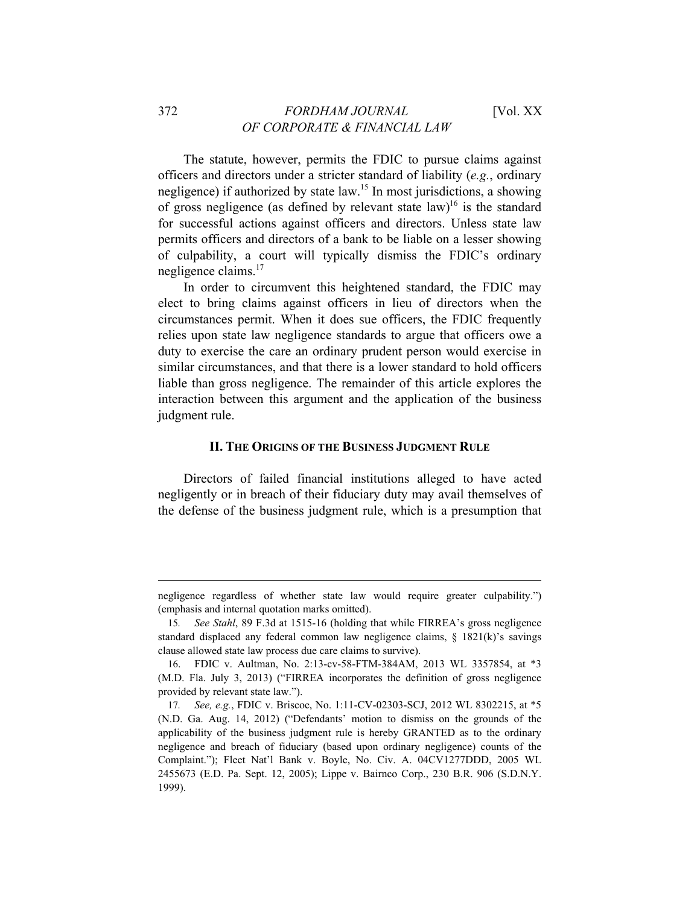The statute, however, permits the FDIC to pursue claims against officers and directors under a stricter standard of liability (*e.g.*, ordinary negligence) if authorized by state law.[15] In most jurisdictions, a showing of gross negligence (as defined by relevant state law)[16] is the standard for successful actions against officers and directors. Unless state law permits officers and directors of a bank to be liable on a lesser showing of culpability, a court will typically dismiss the FDIC's ordinary negligence claims.[17]

In order to circumvent this heightened standard, the FDIC may elect to bring claims against officers in lieu of directors when the circumstances permit. When it does sue officers, the FDIC frequently relies upon state law negligence standards to argue that officers owe a duty to exercise the care an ordinary prudent person would exercise in similar circumstances, and that there is a lower standard to hold officers liable than gross negligence. The remainder of this article explores the interaction between this argument and the application of the business judgment rule.

## II. THE ORIGINS OF THE BUSINESS JUDGMENT RULE

Directors of failed financial institutions alleged to have acted negligently or in breach of their fiduciary duty may avail themselves of the defense of the business judgment rule, which is a presumption that

---

negligence regardless of whether state law would require greater culpability.") (emphasis and internal quotation marks omitted).

15. *See Stahl*, 89 F.3d at 1515-16 (holding that while FIRREA's gross negligence standard displaced any federal common law negligence claims, § 1821(k)'s savings clause allowed state law process due care claims to survive).

16. FDIC v. Aultman, No. 2:13-cv-58-FTM-384AM, 2013 WL 3357854, at *3 (M.D. Fla. July 3, 2013) ("FIRREA incorporates the definition of gross negligence provided by relevant state law.").

17. *See, e.g.*, FDIC v. Briscoe, No. 1:11-CV-02303-SCJ, 2012 WL 8302215, at *5 (N.D. Ga. Aug. 14, 2012) ("Defendants' motion to dismiss on the grounds of the applicability of the business judgment rule is hereby GRANTED as to the ordinary negligence and breach of fiduciary (based upon ordinary negligence) counts of the Complaint."); Fleet Nat'l Bank v. Boyle, No. Civ. A. 04CV1277DDD, 2005 WL 2455673 (E.D. Pa. Sept. 12, 2005); Lippe v. Bairnco Corp., 230 B.R. 906 (S.D.N.Y. 1999).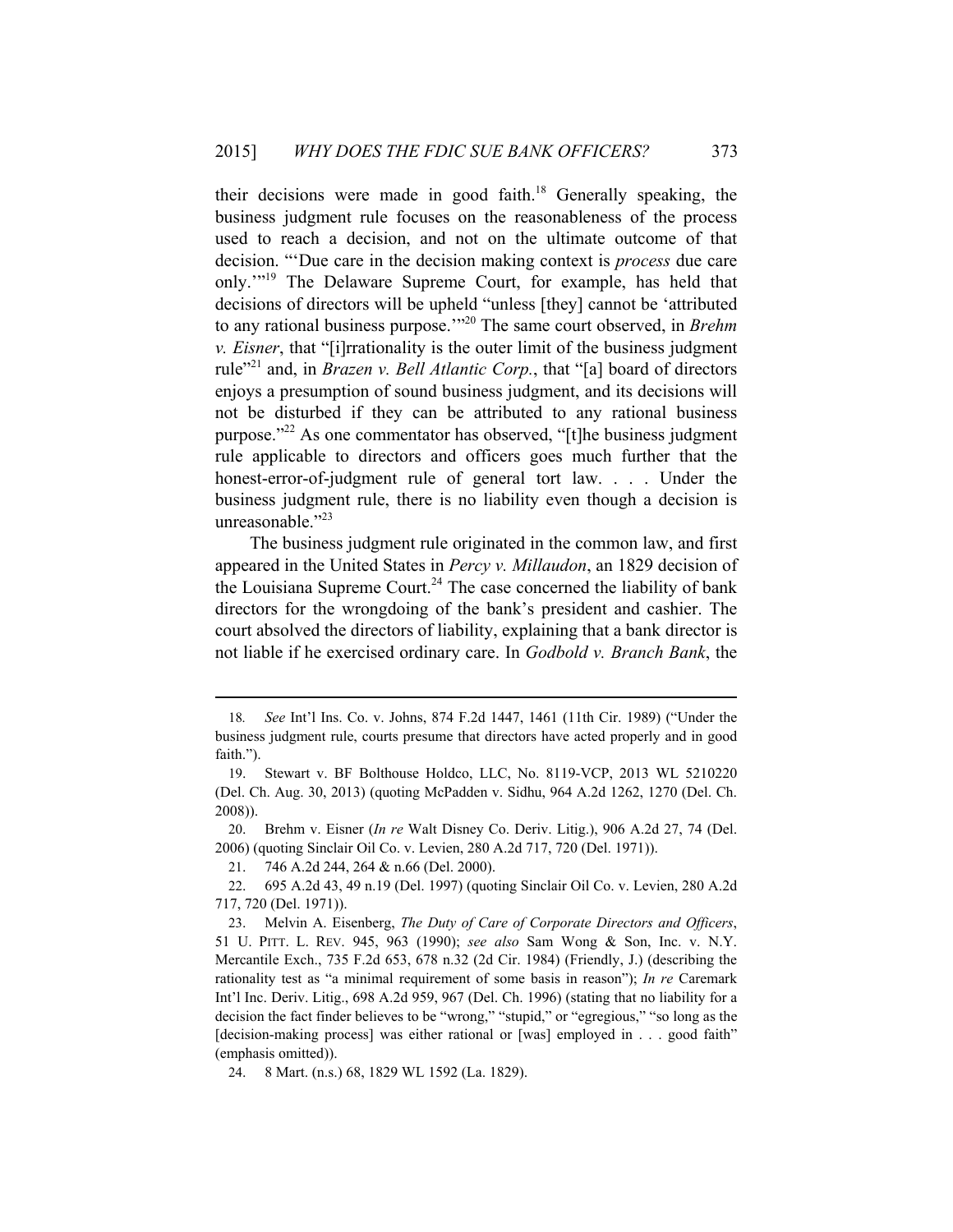their decisions were made in good faith.[18] Generally speaking, the business judgment rule focuses on the reasonableness of the process used to reach a decision, and not on the ultimate outcome of that decision. "'Due care in the decision making context is *process* due care only.'"[19] The Delaware Supreme Court, for example, has held that decisions of directors will be upheld "unless [they] cannot be 'attributed to any rational business purpose.'"[20] The same court observed, in *Brehm v. Eisner*, that "[i]rrationality is the outer limit of the business judgment rule"[21] and, in *Brazen v. Bell Atlantic Corp.*, that "[a] board of directors enjoys a presumption of sound business judgment, and its decisions will not be disturbed if they can be attributed to any rational business purpose."[22] As one commentator has observed, "[t]he business judgment rule applicable to directors and officers goes much further that the honest-error-of-judgment rule of general tort law. . . . Under the business judgment rule, there is no liability even though a decision is unreasonable."[23]

The business judgment rule originated in the common law, and first appeared in the United States in *Percy v. Millaudon*, an 1829 decision of the Louisiana Supreme Court.[24] The case concerned the liability of bank directors for the wrongdoing of the bank's president and cashier. The court absolved the directors of liability, explaining that a bank director is not liable if he exercised ordinary care. In *Godbold v. Branch Bank*, the

---

18. *See* Int'l Ins. Co. v. Johns, 874 F.2d 1447, 1461 (11th Cir. 1989) ("Under the business judgment rule, courts presume that directors have acted properly and in good faith.").

19. Stewart v. BF Bolthouse Holdco, LLC, No. 8119-VCP, 2013 WL 5210220 (Del. Ch. Aug. 30, 2013) (quoting McPadden v. Sidhu, 964 A.2d 1262, 1270 (Del. Ch. 2008)).

20. Brehm v. Eisner (*In re* Walt Disney Co. Deriv. Litig.), 906 A.2d 27, 74 (Del. 2006) (quoting Sinclair Oil Co. v. Levien, 280 A.2d 717, 720 (Del. 1971)).

21. 746 A.2d 244, 264 & n.66 (Del. 2000).

22. 695 A.2d 43, 49 n.19 (Del. 1997) (quoting Sinclair Oil Co. v. Levien, 280 A.2d 717, 720 (Del. 1971)).

23. Melvin A. Eisenberg, *The Duty of Care of Corporate Directors and Officers*, 51 U. PITT. L. REV. 945, 963 (1990); *see also* Sam Wong & Son, Inc. v. N.Y. Mercantile Exch., 735 F.2d 653, 678 n.32 (2d Cir. 1984) (Friendly, J.) (describing the rationality test as "a minimal requirement of some basis in reason"); *In re* Caremark Int'l Inc. Deriv. Litig., 698 A.2d 959, 967 (Del. Ch. 1996) (stating that no liability for a decision the fact finder believes to be "wrong," "stupid," or "egregious," "so long as the [decision-making process] was either rational or [was] employed in . . . good faith" (emphasis omitted)).

24. 8 Mart. (n.s.) 68, 1829 WL 1592 (La. 1829).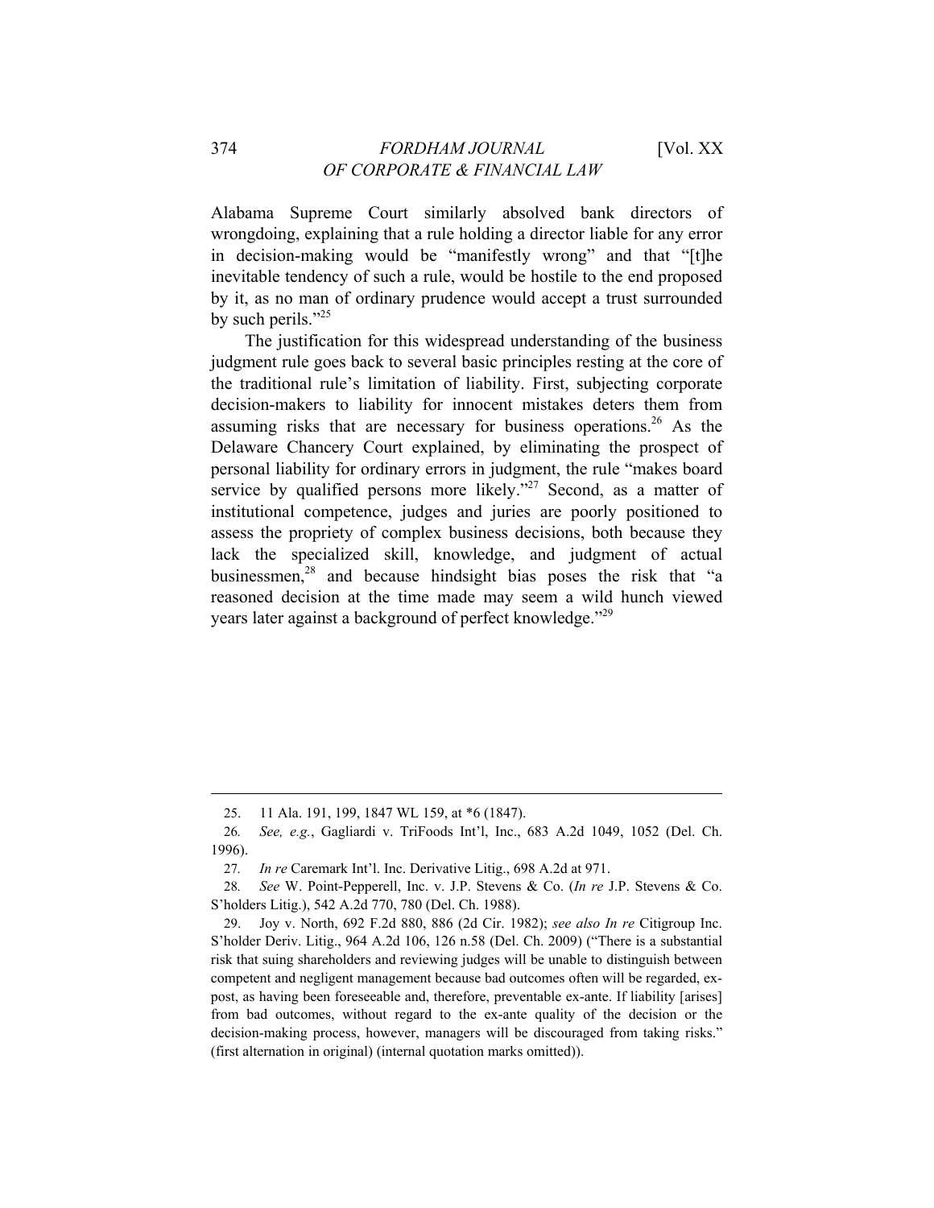Alabama Supreme Court similarly absolved bank directors of wrongdoing, explaining that a rule holding a director liable for any error in decision-making would be "manifestly wrong" and that "[t]he inevitable tendency of such a rule, would be hostile to the end proposed by it, as no man of ordinary prudence would accept a trust surrounded by such perils."[25]

The justification for this widespread understanding of the business judgment rule goes back to several basic principles resting at the core of the traditional rule's limitation of liability. First, subjecting corporate decision-makers to liability for innocent mistakes deters them from assuming risks that are necessary for business operations.[26] As the Delaware Chancery Court explained, by eliminating the prospect of personal liability for ordinary errors in judgment, the rule "makes board service by qualified persons more likely."[27] Second, as a matter of institutional competence, judges and juries are poorly positioned to assess the propriety of complex business decisions, both because they lack the specialized skill, knowledge, and judgment of actual businessmen,[28] and because hindsight bias poses the risk that "a reasoned decision at the time made may seem a wild hunch viewed years later against a background of perfect knowledge."[29]

---

25. 11 Ala. 191, 199, 1847 WL 159, at *6 (1847).

26. *See, e.g.*, Gagliardi v. TriFoods Int'l, Inc., 683 A.2d 1049, 1052 (Del. Ch. 1996).

27. *In re* Caremark Int'l. Inc. Derivative Litig., 698 A.2d at 971.

28. *See* W. Point-Pepperell, Inc. v. J.P. Stevens & Co. (*In re* J.P. Stevens & Co. S'holders Litig.), 542 A.2d 770, 780 (Del. Ch. 1988).

29. Joy v. North, 692 F.2d 880, 886 (2d Cir. 1982); *see also In re* Citigroup Inc. S'holder Deriv. Litig., 964 A.2d 106, 126 n.58 (Del. Ch. 2009) ("There is a substantial risk that suing shareholders and reviewing judges will be unable to distinguish between competent and negligent management because bad outcomes often will be regarded, ex-post, as having been foreseeable and, therefore, preventable ex-ante. If liability [arises] from bad outcomes, without regard to the ex-ante quality of the decision or the decision-making process, however, managers will be discouraged from taking risks." (first alternation in original) (internal quotation marks omitted)).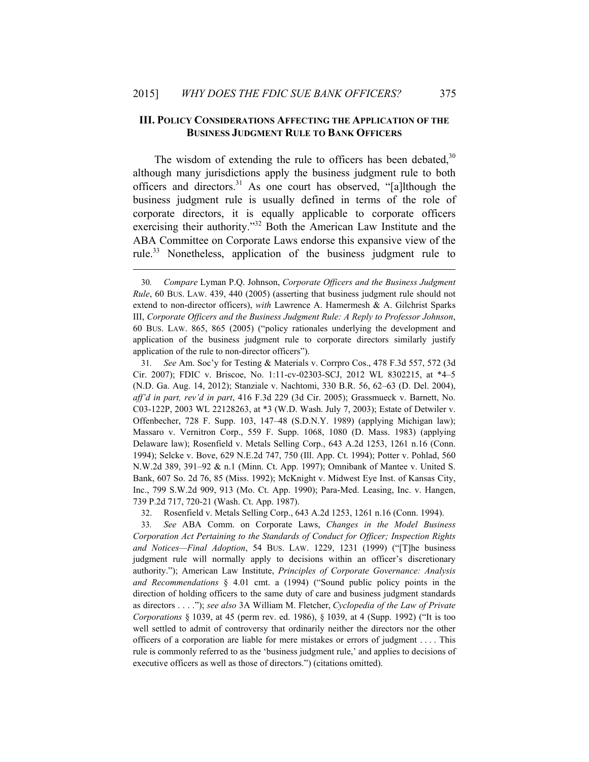## III. POLICY CONSIDERATIONS AFFECTING THE APPLICATION OF THE BUSINESS JUDGMENT RULE TO BANK OFFICERS

The wisdom of extending the rule to officers has been debated,[30] although many jurisdictions apply the business judgment rule to both officers and directors.[31] As one court has observed, "[a]lthough the business judgment rule is usually defined in terms of the role of corporate directors, it is equally applicable to corporate officers exercising their authority."[32] Both the American Law Institute and the ABA Committee on Corporate Laws endorse this expansive view of the rule.[33] Nonetheless, application of the business judgment rule to

---

30. *Compare* Lyman P.Q. Johnson, *Corporate Officers and the Business Judgment Rule*, 60 BUS. LAW. 439, 440 (2005) (asserting that business judgment rule should not extend to non-director officers), *with* Lawrence A. Hamermesh & A. Gilchrist Sparks III, *Corporate Officers and the Business Judgment Rule: A Reply to Professor Johnson*, 60 BUS. LAW. 865, 865 (2005) ("policy rationales underlying the development and application of the business judgment rule to corporate directors similarly justify application of the rule to non-director officers").

31. *See* Am. Soc'y for Testing & Materials v. Corrpro Cos., 478 F.3d 557, 572 (3d Cir. 2007); FDIC v. Briscoe, No. 1:11-cv-02303-SCJ, 2012 WL 8302215, at *4–5 (N.D. Ga. Aug. 14, 2012); Stanziale v. Nachtomi, 330 B.R. 56, 62–63 (D. Del. 2004), *aff'd in part, rev'd in part*, 416 F.3d 229 (3d Cir. 2005); Grassmueck v. Barnett, No. C03-122P, 2003 WL 22128263, at *3 (W.D. Wash. July 7, 2003); Estate of Detwiler v. Offenbecher, 728 F. Supp. 103, 147–48 (S.D.N.Y. 1989) (applying Michigan law); Massaro v. Vernitron Corp., 559 F. Supp. 1068, 1080 (D. Mass. 1983) (applying Delaware law); Rosenfield v. Metals Selling Corp., 643 A.2d 1253, 1261 n.16 (Conn. 1994); Selcke v. Bove, 629 N.E.2d 747, 750 (Ill. App. Ct. 1994); Potter v. Pohlad, 560 N.W.2d 389, 391–92 & n.1 (Minn. Ct. App. 1997); Omnibank of Mantee v. United S. Bank, 607 So. 2d 76, 85 (Miss. 1992); McKnight v. Midwest Eye Inst. of Kansas City, Inc., 799 S.W.2d 909, 913 (Mo. Ct. App. 1990); Para-Med. Leasing, Inc. v. Hangen, 739 P.2d 717, 720-21 (Wash. Ct. App. 1987).

32. Rosenfield v. Metals Selling Corp., 643 A.2d 1253, 1261 n.16 (Conn. 1994).

33. *See* ABA Comm. on Corporate Laws, *Changes in the Model Business Corporation Act Pertaining to the Standards of Conduct for Officer; Inspection Rights and Notices—Final Adoption*, 54 BUS. LAW. 1229, 1231 (1999) ("[T]he business judgment rule will normally apply to decisions within an officer's discretionary authority."); American Law Institute, *Principles of Corporate Governance: Analysis and Recommendations* § 4.01 cmt. a (1994) ("Sound public policy points in the direction of holding officers to the same duty of care and business judgment standards as directors . . . ."); *see also* 3A William M. Fletcher, *Cyclopedia of the Law of Private Corporations* § 1039, at 45 (perm rev. ed. 1986), § 1039, at 4 (Supp. 1992) ("It is too well settled to admit of controversy that ordinarily neither the directors nor the other officers of a corporation are liable for mere mistakes or errors of judgment . . . . This rule is commonly referred to as the 'business judgment rule,' and applies to decisions of executive officers as well as those of directors.") (citations omitted).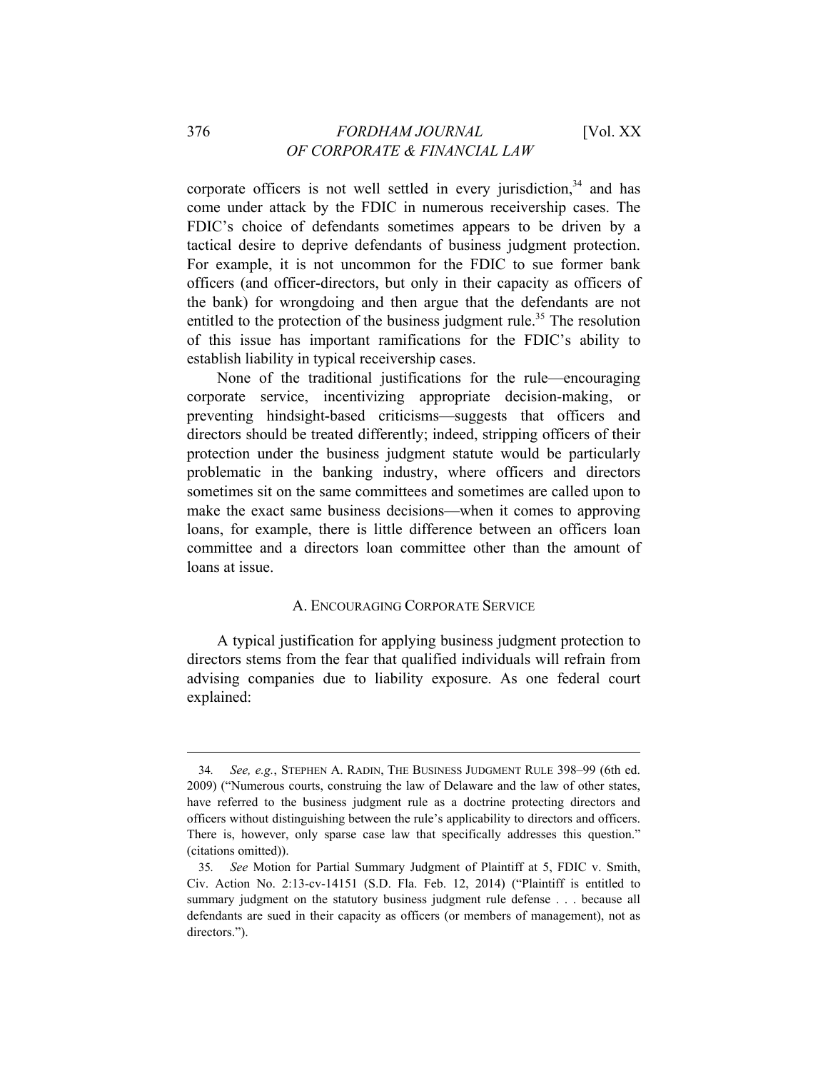corporate officers is not well settled in every jurisdiction,[34] and has come under attack by the FDIC in numerous receivership cases. The FDIC's choice of defendants sometimes appears to be driven by a tactical desire to deprive defendants of business judgment protection. For example, it is not uncommon for the FDIC to sue former bank officers (and officer-directors, but only in their capacity as officers of the bank) for wrongdoing and then argue that the defendants are not entitled to the protection of the business judgment rule.[35] The resolution of this issue has important ramifications for the FDIC's ability to establish liability in typical receivership cases.

None of the traditional justifications for the rule—encouraging corporate service, incentivizing appropriate decision-making, or preventing hindsight-based criticisms—suggests that officers and directors should be treated differently; indeed, stripping officers of their protection under the business judgment statute would be particularly problematic in the banking industry, where officers and directors sometimes sit on the same committees and sometimes are called upon to make the exact same business decisions—when it comes to approving loans, for example, there is little difference between an officers loan committee and a directors loan committee other than the amount of loans at issue.

### A. Encouraging Corporate Service

A typical justification for applying business judgment protection to directors stems from the fear that qualified individuals will refrain from advising companies due to liability exposure. As one federal court explained:

---

34. *See, e.g.*, Stephen A. Radin, The Business Judgment Rule 398–99 (6th ed. 2009) ("Numerous courts, construing the law of Delaware and the law of other states, have referred to the business judgment rule as a doctrine protecting directors and officers without distinguishing between the rule's applicability to directors and officers. There is, however, only sparse case law that specifically addresses this question." (citations omitted)).

35. *See* Motion for Partial Summary Judgment of Plaintiff at 5, FDIC v. Smith, Civ. Action No. 2:13-cv-14151 (S.D. Fla. Feb. 12, 2014) ("Plaintiff is entitled to summary judgment on the statutory business judgment rule defense . . . because all defendants are sued in their capacity as officers (or members of management), not as directors.").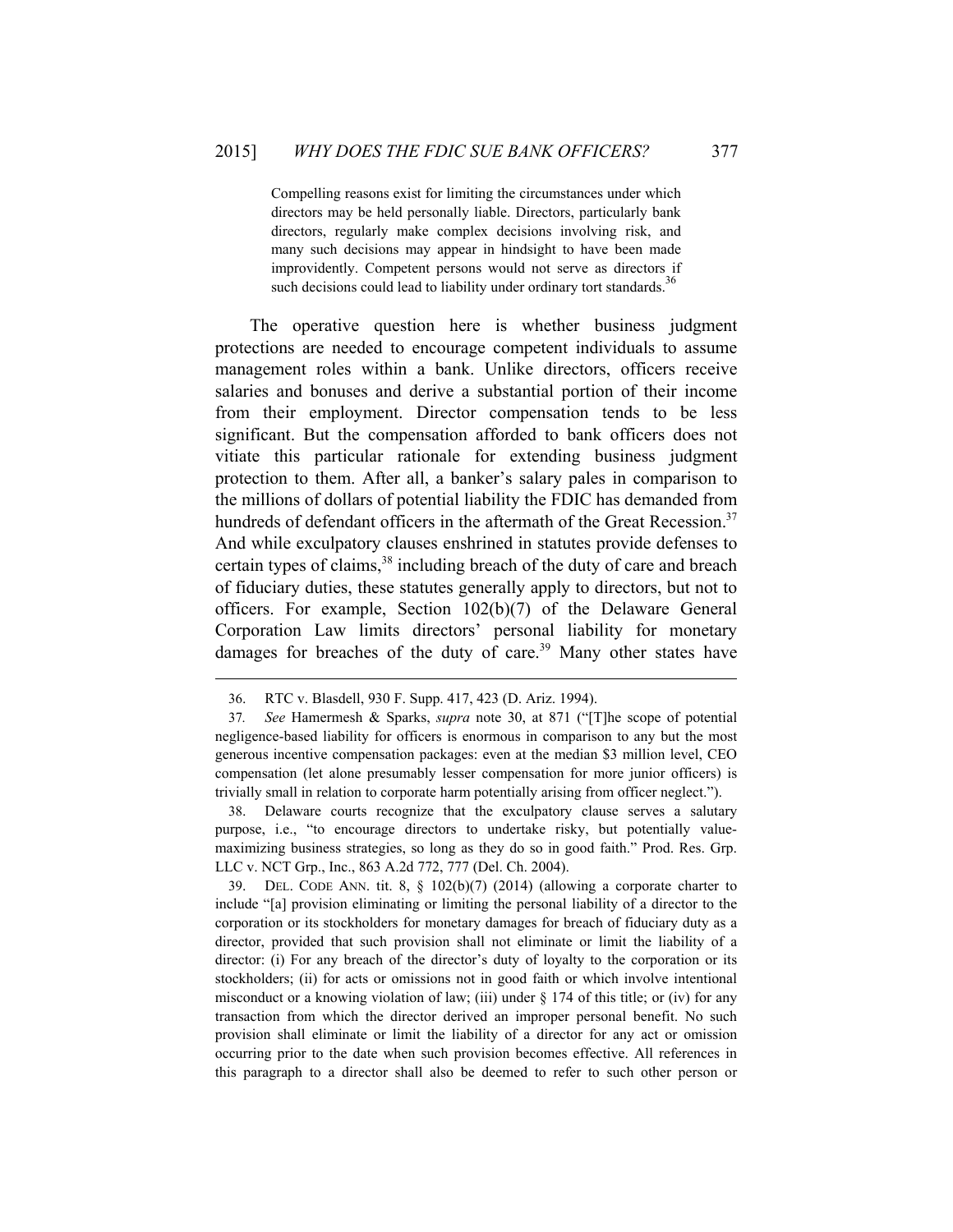> Compelling reasons exist for limiting the circumstances under which directors may be held personally liable. Directors, particularly bank directors, regularly make complex decisions involving risk, and many such decisions may appear in hindsight to have been made improvidently. Competent persons would not serve as directors if such decisions could lead to liability under ordinary tort standards.[36]

The operative question here is whether business judgment protections are needed to encourage competent individuals to assume management roles within a bank. Unlike directors, officers receive salaries and bonuses and derive a substantial portion of their income from their employment. Director compensation tends to be less significant. But the compensation afforded to bank officers does not vitiate this particular rationale for extending business judgment protection to them. After all, a banker's salary pales in comparison to the millions of dollars of potential liability the FDIC has demanded from hundreds of defendant officers in the aftermath of the Great Recession.[37] And while exculpatory clauses enshrined in statutes provide defenses to certain types of claims,[38] including breach of the duty of care and breach of fiduciary duties, these statutes generally apply to directors, but not to officers. For example, Section 102(b)(7) of the Delaware General Corporation Law limits directors' personal liability for monetary damages for breaches of the duty of care.[39] Many other states have

---

36. RTC v. Blasdell, 930 F. Supp. 417, 423 (D. Ariz. 1994).

37. *See* Hamermesh & Sparks, *supra* note 30, at 871 ("[T]he scope of potential negligence-based liability for officers is enormous in comparison to any but the most generous incentive compensation packages: even at the median $3 million level, CEO compensation (let alone presumably lesser compensation for more junior officers) is trivially small in relation to corporate harm potentially arising from officer neglect.").

38. Delaware courts recognize that the exculpatory clause serves a salutary purpose, i.e., "to encourage directors to undertake risky, but potentially value-maximizing business strategies, so long as they do so in good faith." Prod. Res. Grp. LLC v. NCT Grp., Inc., 863 A.2d 772, 777 (Del. Ch. 2004).

39. DEL. CODE ANN. tit. 8, § 102(b)(7) (2014) (allowing a corporate charter to include "[a] provision eliminating or limiting the personal liability of a director to the corporation or its stockholders for monetary damages for breach of fiduciary duty as a director, provided that such provision shall not eliminate or limit the liability of a director: (i) For any breach of the director's duty of loyalty to the corporation or its stockholders; (ii) for acts or omissions not in good faith or which involve intentional misconduct or a knowing violation of law; (iii) under § 174 of this title; or (iv) for any transaction from which the director derived an improper personal benefit. No such provision shall eliminate or limit the liability of a director for any act or omission occurring prior to the date when such provision becomes effective. All references in this paragraph to a director shall also be deemed to refer to such other person or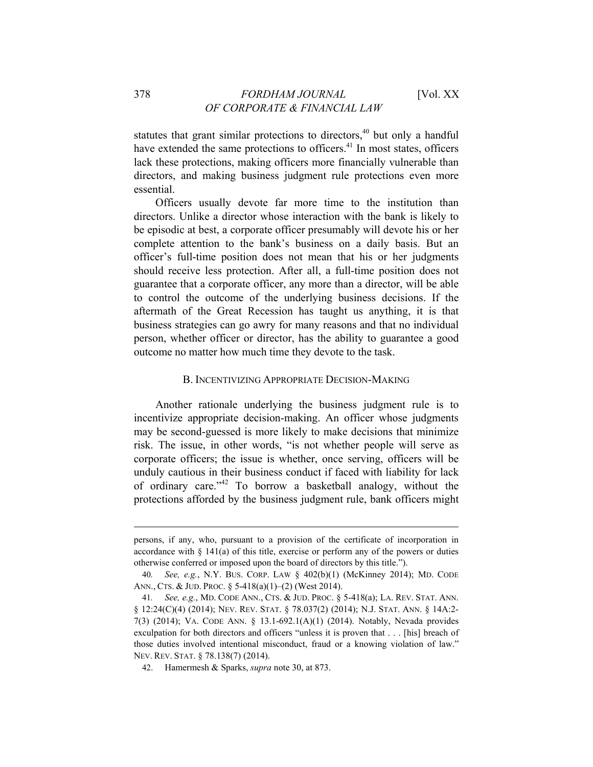statutes that grant similar protections to directors,[40] but only a handful have extended the same protections to officers.[41] In most states, officers lack these protections, making officers more financially vulnerable than directors, and making business judgment rule protections even more essential.

Officers usually devote far more time to the institution than directors. Unlike a director whose interaction with the bank is likely to be episodic at best, a corporate officer presumably will devote his or her complete attention to the bank's business on a daily basis. But an officer's full-time position does not mean that his or her judgments should receive less protection. After all, a full-time position does not guarantee that a corporate officer, any more than a director, will be able to control the outcome of the underlying business decisions. If the aftermath of the Great Recession has taught us anything, it is that business strategies can go awry for many reasons and that no individual person, whether officer or director, has the ability to guarantee a good outcome no matter how much time they devote to the task.

### B. INCENTIVIZING APPROPRIATE DECISION-MAKING

Another rationale underlying the business judgment rule is to incentivize appropriate decision-making. An officer whose judgments may be second-guessed is more likely to make decisions that minimize risk. The issue, in other words, "is not whether people will serve as corporate officers; the issue is whether, once serving, officers will be unduly cautious in their business conduct if faced with liability for lack of ordinary care."[42] To borrow a basketball analogy, without the protections afforded by the business judgment rule, bank officers might

---

persons, if any, who, pursuant to a provision of the certificate of incorporation in accordance with § 141(a) of this title, exercise or perform any of the powers or duties otherwise conferred or imposed upon the board of directors by this title.").

40. *See, e.g.*, N.Y. BUS. CORP. LAW § 402(b)(1) (McKinney 2014); MD. CODE ANN., CTS. & JUD. PROC. § 5-418(a)(1)–(2) (West 2014).

41. *See, e.g.*, MD. CODE ANN., CTS. & JUD. PROC. § 5-418(a); LA. REV. STAT. ANN. § 12:24(C)(4) (2014); NEV. REV. STAT. § 78.037(2) (2014); N.J. STAT. ANN. § 14A:2-7(3) (2014); VA. CODE ANN. § 13.1-692.1(A)(1) (2014). Notably, Nevada provides exculpation for both directors and officers "unless it is proven that . . . [his] breach of those duties involved intentional misconduct, fraud or a knowing violation of law." NEV. REV. STAT. § 78.138(7) (2014).

42. Hamermesh & Sparks, *supra* note 30, at 873.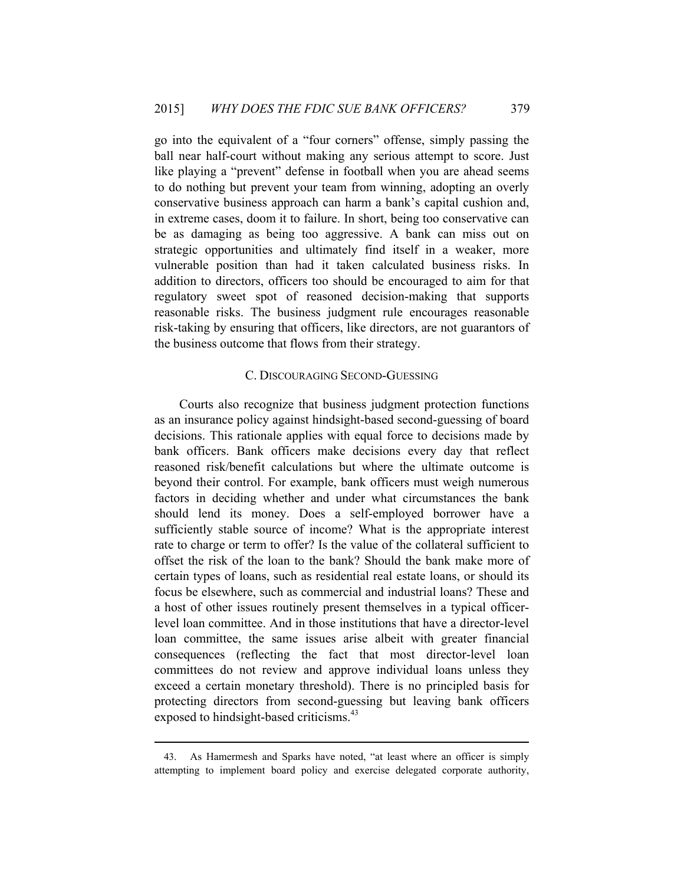go into the equivalent of a "four corners" offense, simply passing the ball near half-court without making any serious attempt to score. Just like playing a "prevent" defense in football when you are ahead seems to do nothing but prevent your team from winning, adopting an overly conservative business approach can harm a bank's capital cushion and, in extreme cases, doom it to failure. In short, being too conservative can be as damaging as being too aggressive. A bank can miss out on strategic opportunities and ultimately find itself in a weaker, more vulnerable position than had it taken calculated business risks. In addition to directors, officers too should be encouraged to aim for that regulatory sweet spot of reasoned decision-making that supports reasonable risks. The business judgment rule encourages reasonable risk-taking by ensuring that officers, like directors, are not guarantors of the business outcome that flows from their strategy.

### C. Discouraging Second-Guessing

Courts also recognize that business judgment protection functions as an insurance policy against hindsight-based second-guessing of board decisions. This rationale applies with equal force to decisions made by bank officers. Bank officers make decisions every day that reflect reasoned risk/benefit calculations but where the ultimate outcome is beyond their control. For example, bank officers must weigh numerous factors in deciding whether and under what circumstances the bank should lend its money. Does a self-employed borrower have a sufficiently stable source of income? What is the appropriate interest rate to charge or term to offer? Is the value of the collateral sufficient to offset the risk of the loan to the bank? Should the bank make more of certain types of loans, such as residential real estate loans, or should its focus be elsewhere, such as commercial and industrial loans? These and a host of other issues routinely present themselves in a typical officer-level loan committee. And in those institutions that have a director-level loan committee, the same issues arise albeit with greater financial consequences (reflecting the fact that most director-level loan committees do not review and approve individual loans unless they exceed a certain monetary threshold). There is no principled basis for protecting directors from second-guessing but leaving bank officers exposed to hindsight-based criticisms.[43]

---

43. As Hamermesh and Sparks have noted, "at least where an officer is simply attempting to implement board policy and exercise delegated corporate authority,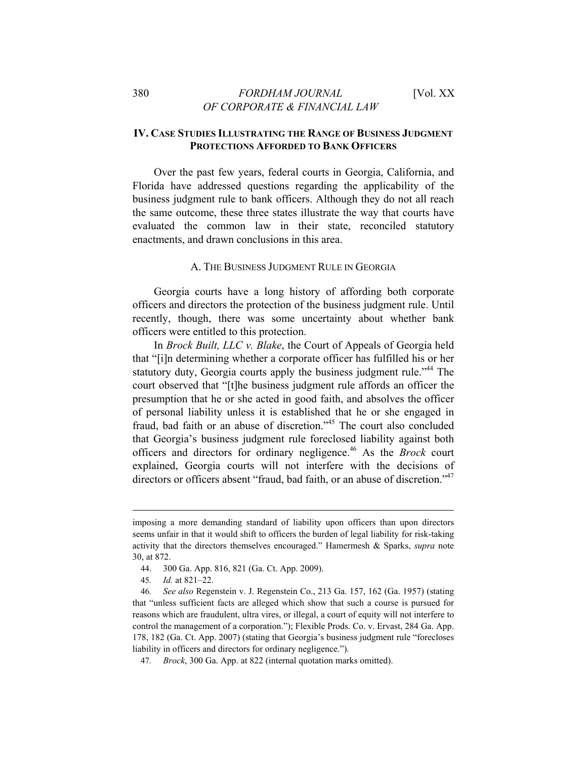## IV. Case Studies Illustrating the Range of Business Judgment Protections Afforded to Bank Officers

Over the past few years, federal courts in Georgia, California, and Florida have addressed questions regarding the applicability of the business judgment rule to bank officers. Although they do not all reach the same outcome, these three states illustrate the way that courts have evaluated the common law in their state, reconciled statutory enactments, and drawn conclusions in this area.

### A. The Business Judgment Rule in Georgia

Georgia courts have a long history of affording both corporate officers and directors the protection of the business judgment rule. Until recently, though, there was some uncertainty about whether bank officers were entitled to this protection.

In *Brock Built, LLC v. Blake*, the Court of Appeals of Georgia held that "[i]n determining whether a corporate officer has fulfilled his or her statutory duty, Georgia courts apply the business judgment rule."[44] The court observed that "[t]he business judgment rule affords an officer the presumption that he or she acted in good faith, and absolves the officer of personal liability unless it is established that he or she engaged in fraud, bad faith or an abuse of discretion."[45] The court also concluded that Georgia's business judgment rule foreclosed liability against both officers and directors for ordinary negligence.[46] As the *Brock* court explained, Georgia courts will not interfere with the decisions of directors or officers absent "fraud, bad faith, or an abuse of discretion."[47]

---

imposing a more demanding standard of liability upon officers than upon directors seems unfair in that it would shift to officers the burden of legal liability for risk-taking activity that the directors themselves encouraged." Hamermesh & Sparks, *supra* note 30, at 872.

44. 300 Ga. App. 816, 821 (Ga. Ct. App. 2009).

45. *Id.* at 821–22.

46. *See also* Regenstein v. J. Regenstein Co., 213 Ga. 157, 162 (Ga. 1957) (stating that "unless sufficient facts are alleged which show that such a course is pursued for reasons which are fraudulent, ultra vires, or illegal, a court of equity will not interfere to control the management of a corporation."); Flexible Prods. Co. v. Ervast, 284 Ga. App. 178, 182 (Ga. Ct. App. 2007) (stating that Georgia's business judgment rule "forecloses liability in officers and directors for ordinary negligence.").

47. *Brock*, 300 Ga. App. at 822 (internal quotation marks omitted).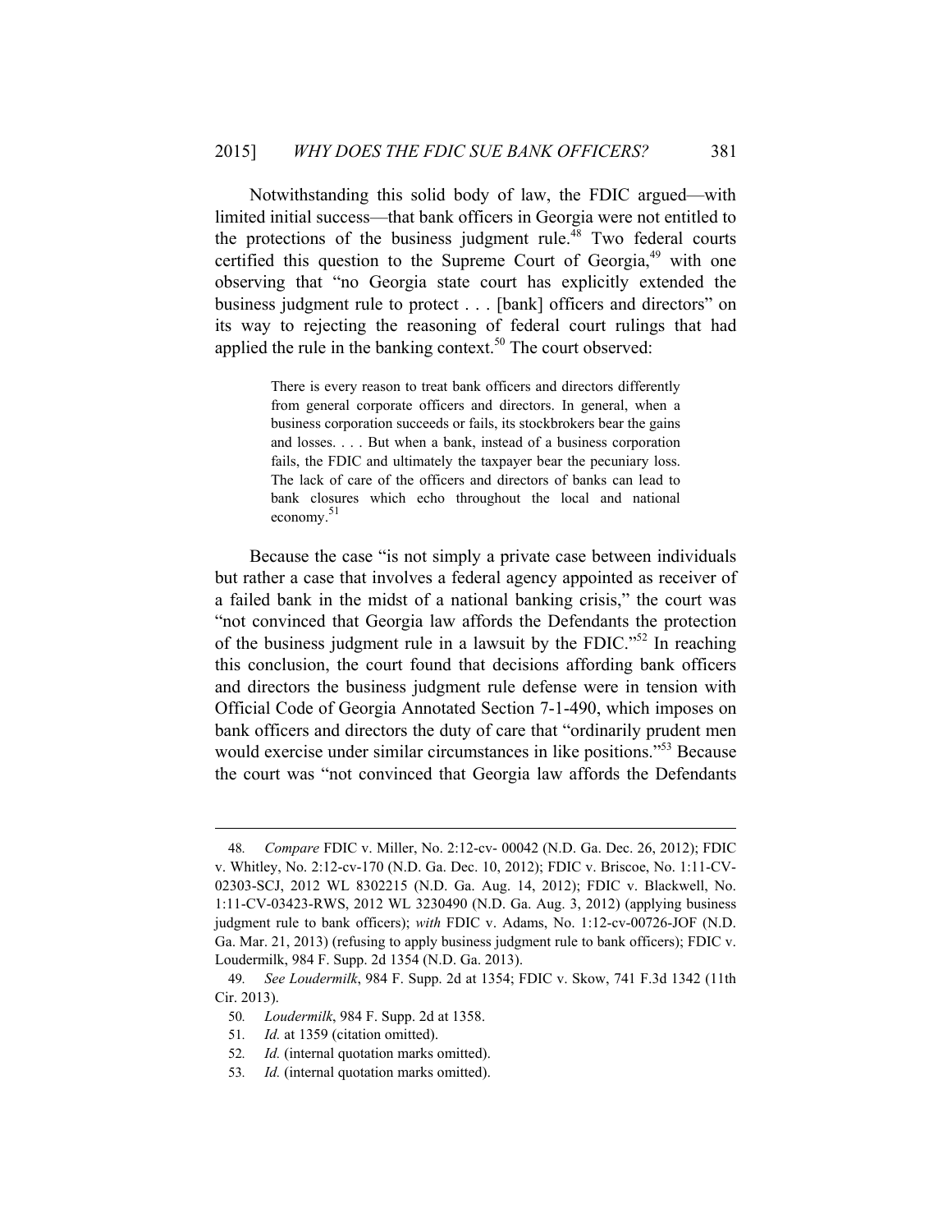Notwithstanding this solid body of law, the FDIC argued—with limited initial success—that bank officers in Georgia were not entitled to the protections of the business judgment rule.[48] Two federal courts certified this question to the Supreme Court of Georgia,[49] with one observing that "no Georgia state court has explicitly extended the business judgment rule to protect . . . [bank] officers and directors" on its way to rejecting the reasoning of federal court rulings that had applied the rule in the banking context.[50] The court observed:

> There is every reason to treat bank officers and directors differently from general corporate officers and directors. In general, when a business corporation succeeds or fails, its stockbrokers bear the gains and losses. . . . But when a bank, instead of a business corporation fails, the FDIC and ultimately the taxpayer bear the pecuniary loss. The lack of care of the officers and directors of banks can lead to bank closures which echo throughout the local and national economy.[51]

Because the case "is not simply a private case between individuals but rather a case that involves a federal agency appointed as receiver of a failed bank in the midst of a national banking crisis," the court was "not convinced that Georgia law affords the Defendants the protection of the business judgment rule in a lawsuit by the FDIC."[52] In reaching this conclusion, the court found that decisions affording bank officers and directors the business judgment rule defense were in tension with Official Code of Georgia Annotated Section 7-1-490, which imposes on bank officers and directors the duty of care that "ordinarily prudent men would exercise under similar circumstances in like positions."[53] Because the court was "not convinced that Georgia law affords the Defendants

---

48. *Compare* FDIC v. Miller, No. 2:12-cv- 00042 (N.D. Ga. Dec. 26, 2012); FDIC v. Whitley, No. 2:12-cv-170 (N.D. Ga. Dec. 10, 2012); FDIC v. Briscoe, No. 1:11-CV-02303-SCJ, 2012 WL 8302215 (N.D. Ga. Aug. 14, 2012); FDIC v. Blackwell, No. 1:11-CV-03423-RWS, 2012 WL 3230490 (N.D. Ga. Aug. 3, 2012) (applying business judgment rule to bank officers); *with* FDIC v. Adams, No. 1:12-cv-00726-JOF (N.D. Ga. Mar. 21, 2013) (refusing to apply business judgment rule to bank officers); FDIC v. Loudermilk, 984 F. Supp. 2d 1354 (N.D. Ga. 2013).

49. *See Loudermilk*, 984 F. Supp. 2d at 1354; FDIC v. Skow, 741 F.3d 1342 (11th Cir. 2013).

50. *Loudermilk*, 984 F. Supp. 2d at 1358.

51. *Id.* at 1359 (citation omitted).

52. *Id.* (internal quotation marks omitted).

53. *Id.* (internal quotation marks omitted).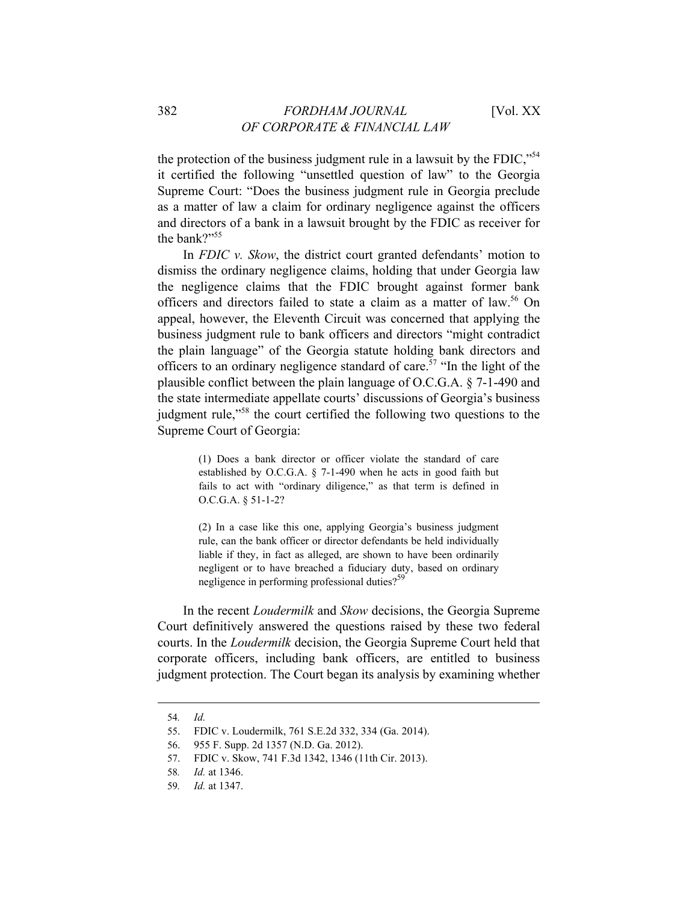the protection of the business judgment rule in a lawsuit by the FDIC,"[54] it certified the following "unsettled question of law" to the Georgia Supreme Court: "Does the business judgment rule in Georgia preclude as a matter of law a claim for ordinary negligence against the officers and directors of a bank in a lawsuit brought by the FDIC as receiver for the bank?"[55]

In *FDIC v. Skow*, the district court granted defendants' motion to dismiss the ordinary negligence claims, holding that under Georgia law the negligence claims that the FDIC brought against former bank officers and directors failed to state a claim as a matter of law.[56] On appeal, however, the Eleventh Circuit was concerned that applying the business judgment rule to bank officers and directors "might contradict the plain language" of the Georgia statute holding bank directors and officers to an ordinary negligence standard of care.[57] "In the light of the plausible conflict between the plain language of O.C.G.A. § 7-1-490 and the state intermediate appellate courts' discussions of Georgia's business judgment rule,"[58] the court certified the following two questions to the Supreme Court of Georgia:

> (1) Does a bank director or officer violate the standard of care established by O.C.G.A. § 7-1-490 when he acts in good faith but fails to act with "ordinary diligence," as that term is defined in O.C.G.A. § 51-1-2?
>
> (2) In a case like this one, applying Georgia's business judgment rule, can the bank officer or director defendants be held individually liable if they, in fact as alleged, are shown to have been ordinarily negligent or to have breached a fiduciary duty, based on ordinary negligence in performing professional duties?[59]

In the recent *Loudermilk* and *Skow* decisions, the Georgia Supreme Court definitively answered the questions raised by these two federal courts. In the *Loudermilk* decision, the Georgia Supreme Court held that corporate officers, including bank officers, are entitled to business judgment protection. The Court began its analysis by examining whether

---

54. *Id.*
55. FDIC v. Loudermilk, 761 S.E.2d 332, 334 (Ga. 2014).
56. 955 F. Supp. 2d 1357 (N.D. Ga. 2012).
57. FDIC v. Skow, 741 F.3d 1342, 1346 (11th Cir. 2013).
58. *Id.* at 1346.
59. *Id.* at 1347.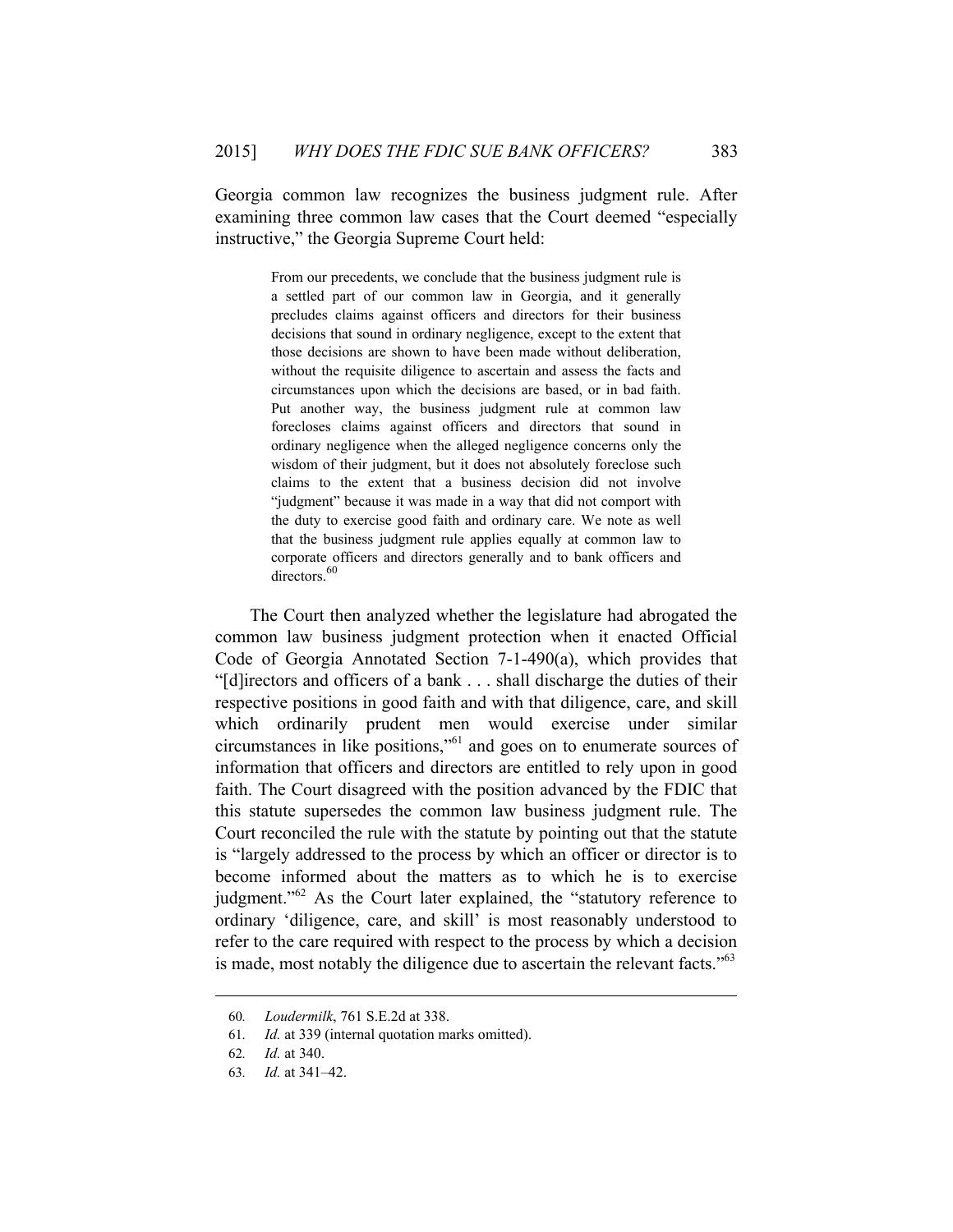Georgia common law recognizes the business judgment rule. After examining three common law cases that the Court deemed "especially instructive," the Georgia Supreme Court held:

> From our precedents, we conclude that the business judgment rule is a settled part of our common law in Georgia, and it generally precludes claims against officers and directors for their business decisions that sound in ordinary negligence, except to the extent that those decisions are shown to have been made without deliberation, without the requisite diligence to ascertain and assess the facts and circumstances upon which the decisions are based, or in bad faith. Put another way, the business judgment rule at common law forecloses claims against officers and directors that sound in ordinary negligence when the alleged negligence concerns only the wisdom of their judgment, but it does not absolutely foreclose such claims to the extent that a business decision did not involve "judgment" because it was made in a way that did not comport with the duty to exercise good faith and ordinary care. We note as well that the business judgment rule applies equally at common law to corporate officers and directors generally and to bank officers and directors.[60]

The Court then analyzed whether the legislature had abrogated the common law business judgment protection when it enacted Official Code of Georgia Annotated Section 7-1-490(a), which provides that "[d]irectors and officers of a bank . . . shall discharge the duties of their respective positions in good faith and with that diligence, care, and skill which ordinarily prudent men would exercise under similar circumstances in like positions,"[61] and goes on to enumerate sources of information that officers and directors are entitled to rely upon in good faith. The Court disagreed with the position advanced by the FDIC that this statute supersedes the common law business judgment rule. The Court reconciled the rule with the statute by pointing out that the statute is "largely addressed to the process by which an officer or director is to become informed about the matters as to which he is to exercise judgment."[62] As the Court later explained, the "statutory reference to ordinary 'diligence, care, and skill' is most reasonably understood to refer to the care required with respect to the process by which a decision is made, most notably the diligence due to ascertain the relevant facts."[63]

---

60. *Loudermilk*, 761 S.E.2d at 338.

61. *Id.* at 339 (internal quotation marks omitted).

62. *Id.* at 340.

63. *Id.* at 341–42.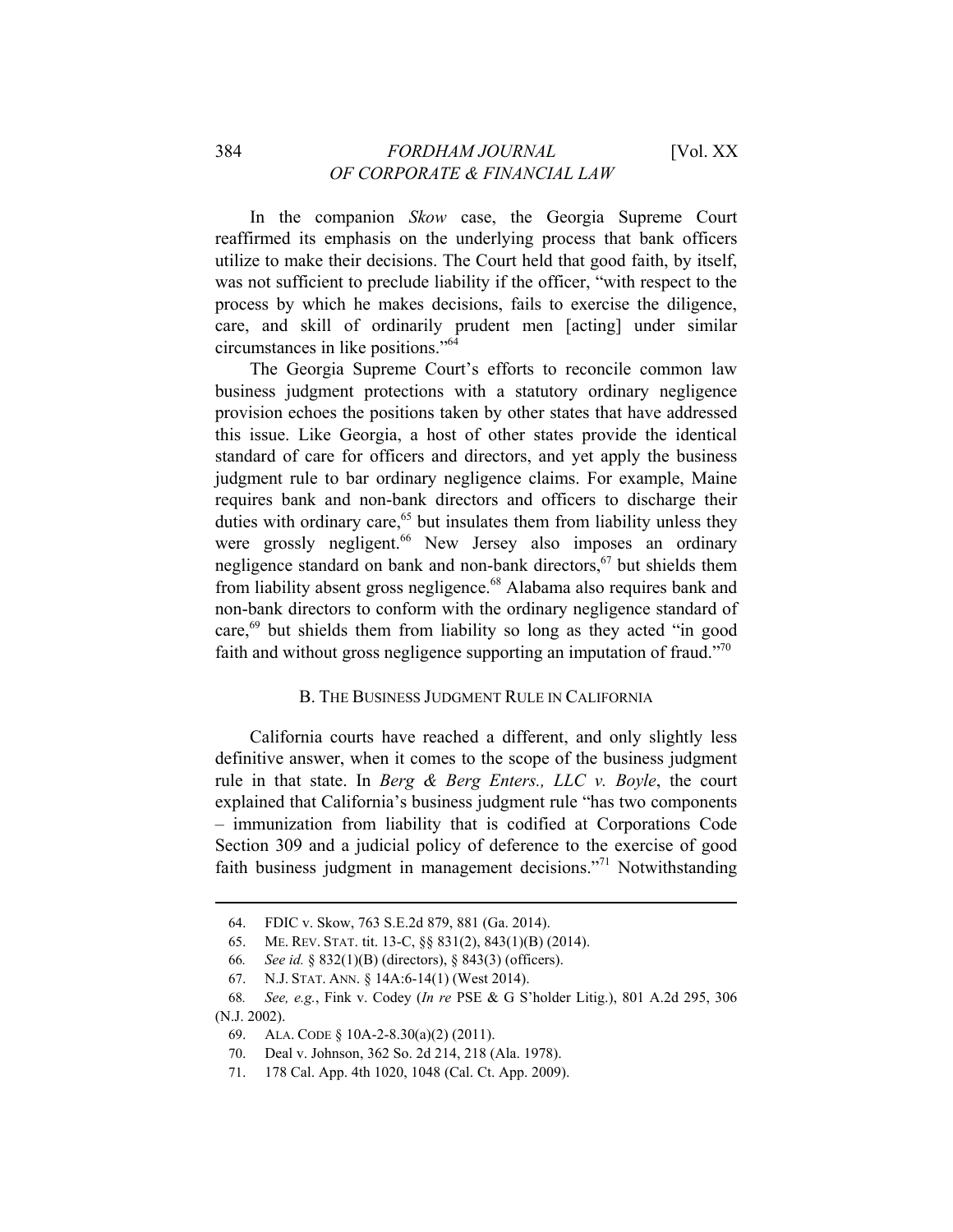In the companion *Skow* case, the Georgia Supreme Court reaffirmed its emphasis on the underlying process that bank officers utilize to make their decisions. The Court held that good faith, by itself, was not sufficient to preclude liability if the officer, "with respect to the process by which he makes decisions, fails to exercise the diligence, care, and skill of ordinarily prudent men [acting] under similar circumstances in like positions."[64]

The Georgia Supreme Court's efforts to reconcile common law business judgment protections with a statutory ordinary negligence provision echoes the positions taken by other states that have addressed this issue. Like Georgia, a host of other states provide the identical standard of care for officers and directors, and yet apply the business judgment rule to bar ordinary negligence claims. For example, Maine requires bank and non-bank directors and officers to discharge their duties with ordinary care,[65] but insulates them from liability unless they were grossly negligent.[66] New Jersey also imposes an ordinary negligence standard on bank and non-bank directors,[67] but shields them from liability absent gross negligence.[68] Alabama also requires bank and non-bank directors to conform with the ordinary negligence standard of care,[69] but shields them from liability so long as they acted "in good faith and without gross negligence supporting an imputation of fraud."[70]

### B. THE BUSINESS JUDGMENT RULE IN CALIFORNIA

California courts have reached a different, and only slightly less definitive answer, when it comes to the scope of the business judgment rule in that state. In *Berg & Berg Enters., LLC v. Boyle*, the court explained that California's business judgment rule "has two components – immunization from liability that is codified at Corporations Code Section 309 and a judicial policy of deference to the exercise of good faith business judgment in management decisions."[71] Notwithstanding

---

64. FDIC v. Skow, 763 S.E.2d 879, 881 (Ga. 2014).

65. ME. REV. STAT. tit. 13-C, §§ 831(2), 843(1)(B) (2014).

66. *See id.* § 832(1)(B) (directors), § 843(3) (officers).

67. N.J. STAT. ANN. § 14A:6-14(1) (West 2014).

68. *See, e.g.*, Fink v. Codey (*In re* PSE & G S'holder Litig.), 801 A.2d 295, 306 (N.J. 2002).

69. ALA. CODE § 10A-2-8.30(a)(2) (2011).

70. Deal v. Johnson, 362 So. 2d 214, 218 (Ala. 1978).

71. 178 Cal. App. 4th 1020, 1048 (Cal. Ct. App. 2009).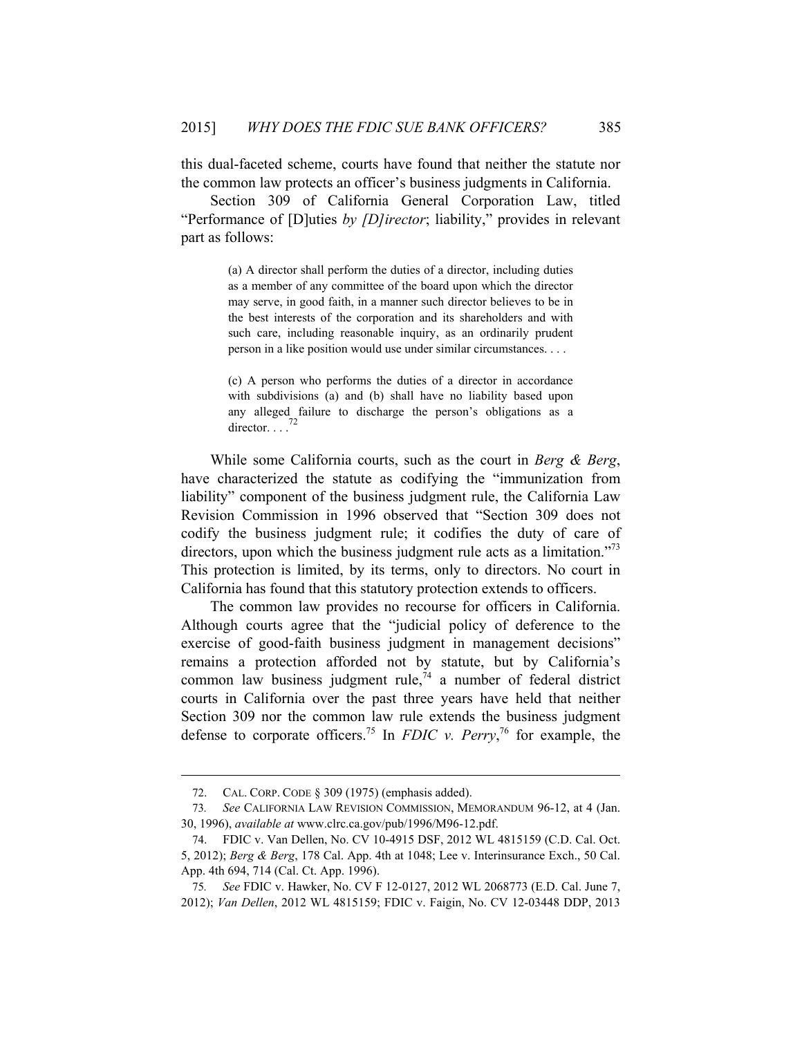this dual-faceted scheme, courts have found that neither the statute nor the common law protects an officer's business judgments in California.

Section 309 of California General Corporation Law, titled "Performance of [D]uties *by [D]irector*; liability," provides in relevant part as follows:

> (a) A director shall perform the duties of a director, including duties as a member of any committee of the board upon which the director may serve, in good faith, in a manner such director believes to be in the best interests of the corporation and its shareholders and with such care, including reasonable inquiry, as an ordinarily prudent person in a like position would use under similar circumstances. . . .
>
> (c) A person who performs the duties of a director in accordance with subdivisions (a) and (b) shall have no liability based upon any alleged failure to discharge the person's obligations as a director. . . .[72]

While some California courts, such as the court in *Berg & Berg*, have characterized the statute as codifying the "immunization from liability" component of the business judgment rule, the California Law Revision Commission in 1996 observed that "Section 309 does not codify the business judgment rule; it codifies the duty of care of directors, upon which the business judgment rule acts as a limitation."[73] This protection is limited, by its terms, only to directors. No court in California has found that this statutory protection extends to officers.

The common law provides no recourse for officers in California. Although courts agree that the "judicial policy of deference to the exercise of good-faith business judgment in management decisions" remains a protection afforded not by statute, but by California's common law business judgment rule,[74] a number of federal district courts in California over the past three years have held that neither Section 309 nor the common law rule extends the business judgment defense to corporate officers.[75] In *FDIC v. Perry*,[76] for example, the

---

72. CAL. CORP. CODE § 309 (1975) (emphasis added).

73. *See* CALIFORNIA LAW REVISION COMMISSION, MEMORANDUM 96-12, at 4 (Jan. 30, 1996), *available at* www.clrc.ca.gov/pub/1996/M96-12.pdf.

74. FDIC v. Van Dellen, No. CV 10-4915 DSF, 2012 WL 4815159 (C.D. Cal. Oct. 5, 2012); *Berg & Berg*, 178 Cal. App. 4th at 1048; Lee v. Interinsurance Exch., 50 Cal. App. 4th 694, 714 (Cal. Ct. App. 1996).

75. *See* FDIC v. Hawker, No. CV F 12-0127, 2012 WL 2068773 (E.D. Cal. June 7, 2012); *Van Dellen*, 2012 WL 4815159; FDIC v. Faigin, No. CV 12-03448 DDP, 2013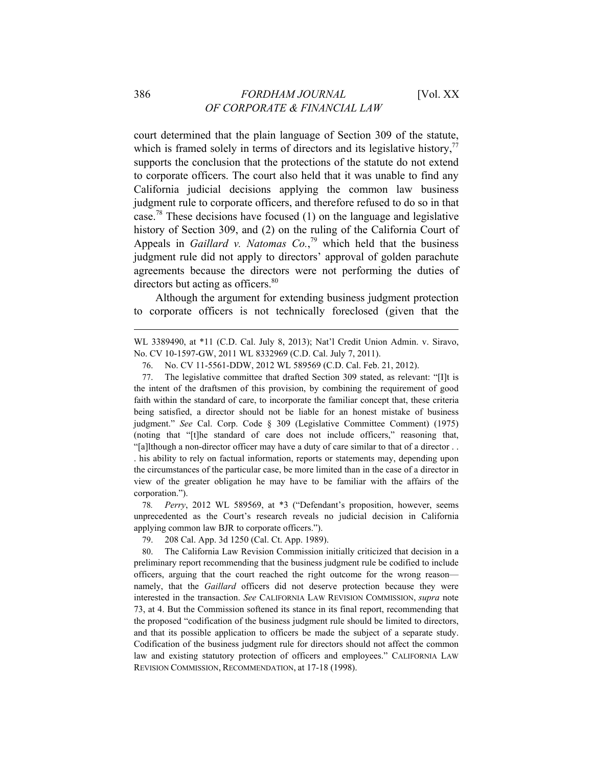court determined that the plain language of Section 309 of the statute, which is framed solely in terms of directors and its legislative history,[77] supports the conclusion that the protections of the statute do not extend to corporate officers. The court also held that it was unable to find any California judicial decisions applying the common law business judgment rule to corporate officers, and therefore refused to do so in that case.[78] These decisions have focused (1) on the language and legislative history of Section 309, and (2) on the ruling of the California Court of Appeals in *Gaillard v. Natomas Co.*,[79] which held that the business judgment rule did not apply to directors' approval of golden parachute agreements because the directors were not performing the duties of directors but acting as officers.[80]

Although the argument for extending business judgment protection to corporate officers is not technically foreclosed (given that the

---

WL 3389490, at *11 (C.D. Cal. July 8, 2013); Nat'l Credit Union Admin. v. Siravo, No. CV 10-1597-GW, 2011 WL 8332969 (C.D. Cal. July 7, 2011).

76. No. CV 11-5561-DDW, 2012 WL 589569 (C.D. Cal. Feb. 21, 2012).

77. The legislative committee that drafted Section 309 stated, as relevant: "[I]t is the intent of the draftsmen of this provision, by combining the requirement of good faith within the standard of care, to incorporate the familiar concept that, these criteria being satisfied, a director should not be liable for an honest mistake of business judgment." *See* Cal. Corp. Code § 309 (Legislative Committee Comment) (1975) (noting that "[t]he standard of care does not include officers," reasoning that, "[a]lthough a non-director officer may have a duty of care similar to that of a director . . . his ability to rely on factual information, reports or statements may, depending upon the circumstances of the particular case, be more limited than in the case of a director in view of the greater obligation he may have to be familiar with the affairs of the corporation.").

78. *Perry*, 2012 WL 589569, at *3 ("Defendant's proposition, however, seems unprecedented as the Court's research reveals no judicial decision in California applying common law BJR to corporate officers.").

79. 208 Cal. App. 3d 1250 (Cal. Ct. App. 1989).

80. The California Law Revision Commission initially criticized that decision in a preliminary report recommending that the business judgment rule be codified to include officers, arguing that the court reached the right outcome for the wrong reason—namely, that the *Gaillard* officers did not deserve protection because they were interested in the transaction. *See* CALIFORNIA LAW REVISION COMMISSION, *supra* note 73, at 4. But the Commission softened its stance in its final report, recommending that the proposed "codification of the business judgment rule should be limited to directors, and that its possible application to officers be made the subject of a separate study. Codification of the business judgment rule for directors should not affect the common law and existing statutory protection of officers and employees." CALIFORNIA LAW REVISION COMMISSION, RECOMMENDATION, at 17-18 (1998).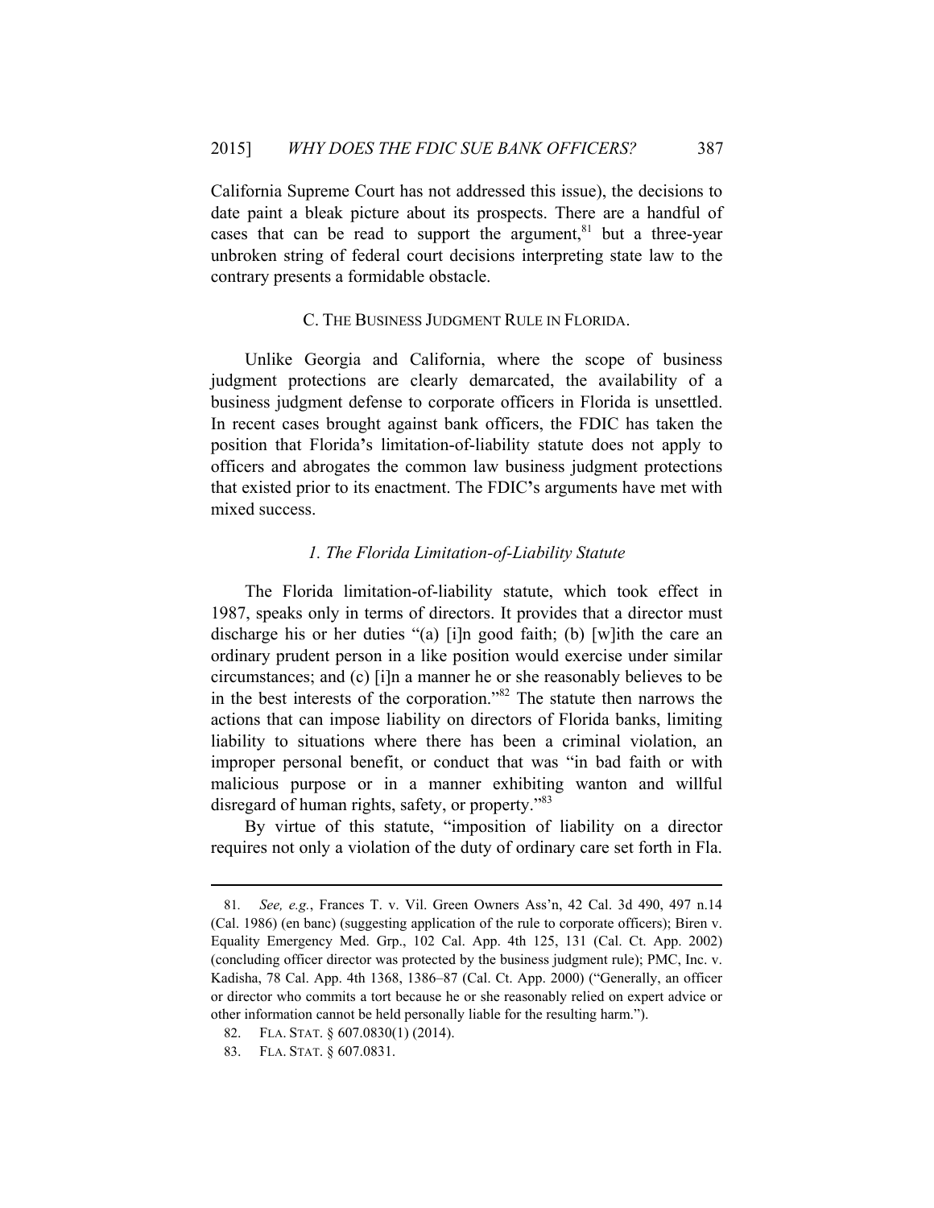California Supreme Court has not addressed this issue), the decisions to date paint a bleak picture about its prospects. There are a handful of cases that can be read to support the argument,[81] but a three-year unbroken string of federal court decisions interpreting state law to the contrary presents a formidable obstacle.

### C. The Business Judgment Rule in Florida.

Unlike Georgia and California, where the scope of business judgment protections are clearly demarcated, the availability of a business judgment defense to corporate officers in Florida is unsettled. In recent cases brought against bank officers, the FDIC has taken the position that Florida's limitation-of-liability statute does not apply to officers and abrogates the common law business judgment protections that existed prior to its enactment. The FDIC's arguments have met with mixed success.

#### *1. The Florida Limitation-of-Liability Statute*

The Florida limitation-of-liability statute, which took effect in 1987, speaks only in terms of directors. It provides that a director must discharge his or her duties "(a) [i]n good faith; (b) [w]ith the care an ordinary prudent person in a like position would exercise under similar circumstances; and (c) [i]n a manner he or she reasonably believes to be in the best interests of the corporation."[82] The statute then narrows the actions that can impose liability on directors of Florida banks, limiting liability to situations where there has been a criminal violation, an improper personal benefit, or conduct that was "in bad faith or with malicious purpose or in a manner exhibiting wanton and willful disregard of human rights, safety, or property."[83]

By virtue of this statute, "imposition of liability on a director requires not only a violation of the duty of ordinary care set forth in Fla.

---

81. *See, e.g.*, Frances T. v. Vil. Green Owners Ass'n, 42 Cal. 3d 490, 497 n.14 (Cal. 1986) (en banc) (suggesting application of the rule to corporate officers); Biren v. Equality Emergency Med. Grp., 102 Cal. App. 4th 125, 131 (Cal. Ct. App. 2002) (concluding officer director was protected by the business judgment rule); PMC, Inc. v. Kadisha, 78 Cal. App. 4th 1368, 1386–87 (Cal. Ct. App. 2000) ("Generally, an officer or director who commits a tort because he or she reasonably relied on expert advice or other information cannot be held personally liable for the resulting harm.").

82. FLA. STAT. § 607.0830(1) (2014).

83. FLA. STAT. § 607.0831.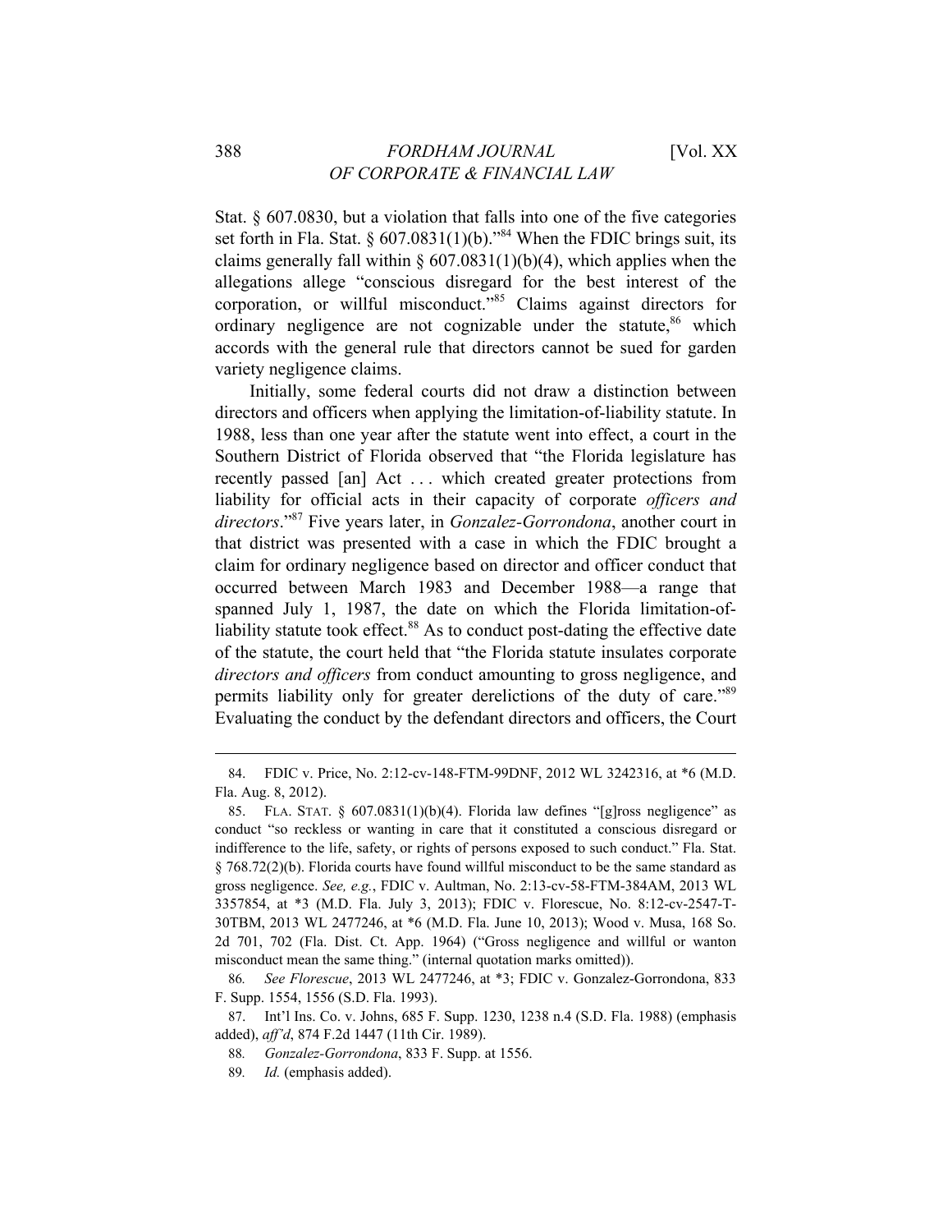Stat. § 607.0830, but a violation that falls into one of the five categories set forth in Fla. Stat. § 607.0831(1)(b)."[84] When the FDIC brings suit, its claims generally fall within § 607.0831(1)(b)(4), which applies when the allegations allege "conscious disregard for the best interest of the corporation, or willful misconduct."[85] Claims against directors for ordinary negligence are not cognizable under the statute,[86] which accords with the general rule that directors cannot be sued for garden variety negligence claims.

Initially, some federal courts did not draw a distinction between directors and officers when applying the limitation-of-liability statute. In 1988, less than one year after the statute went into effect, a court in the Southern District of Florida observed that "the Florida legislature has recently passed [an] Act . . . which created greater protections from liability for official acts in their capacity of corporate *officers and directors*."[87] Five years later, in *Gonzalez-Gorrondona*, another court in that district was presented with a case in which the FDIC brought a claim for ordinary negligence based on director and officer conduct that occurred between March 1983 and December 1988—a range that spanned July 1, 1987, the date on which the Florida limitation-of-liability statute took effect.[88] As to conduct post-dating the effective date of the statute, the court held that "the Florida statute insulates corporate *directors and officers* from conduct amounting to gross negligence, and permits liability only for greater derelictions of the duty of care."[89] Evaluating the conduct by the defendant directors and officers, the Court

---

84. FDIC v. Price, No. 2:12-cv-148-FTM-99DNF, 2012 WL 3242316, at *6 (M.D. Fla. Aug. 8, 2012).

85. FLA. STAT. § 607.0831(1)(b)(4). Florida law defines "[g]ross negligence" as conduct "so reckless or wanting in care that it constituted a conscious disregard or indifference to the life, safety, or rights of persons exposed to such conduct." Fla. Stat. § 768.72(2)(b). Florida courts have found willful misconduct to be the same standard as gross negligence. *See, e.g.*, FDIC v. Aultman, No. 2:13-cv-58-FTM-384AM, 2013 WL 3357854, at *3 (M.D. Fla. July 3, 2013); FDIC v. Florescue, No. 8:12-cv-2547-T-30TBM, 2013 WL 2477246, at *6 (M.D. Fla. June 10, 2013); Wood v. Musa, 168 So. 2d 701, 702 (Fla. Dist. Ct. App. 1964) ("Gross negligence and willful or wanton misconduct mean the same thing." (internal quotation marks omitted)).

86. *See Florescue*, 2013 WL 2477246, at *3; FDIC v. Gonzalez-Gorrondona, 833 F. Supp. 1554, 1556 (S.D. Fla. 1993).

87. Int'l Ins. Co. v. Johns, 685 F. Supp. 1230, 1238 n.4 (S.D. Fla. 1988) (emphasis added), *aff'd*, 874 F.2d 1447 (11th Cir. 1989).

88. *Gonzalez-Gorrondona*, 833 F. Supp. at 1556.

89. *Id.* (emphasis added).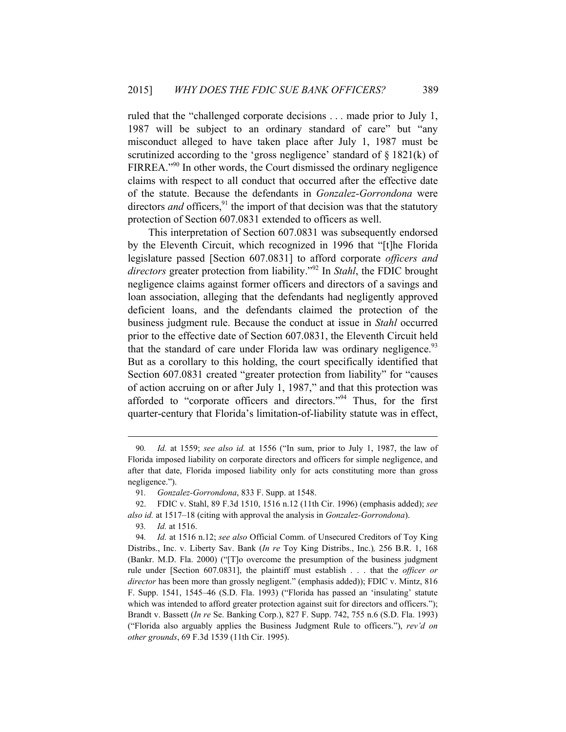ruled that the "challenged corporate decisions . . . made prior to July 1, 1987 will be subject to an ordinary standard of care" but "any misconduct alleged to have taken place after July 1, 1987 must be scrutinized according to the 'gross negligence' standard of § 1821(k) of FIRREA."[90] In other words, the Court dismissed the ordinary negligence claims with respect to all conduct that occurred after the effective date of the statute. Because the defendants in *Gonzalez-Gorrondona* were directors *and* officers,[91] the import of that decision was that the statutory protection of Section 607.0831 extended to officers as well.

This interpretation of Section 607.0831 was subsequently endorsed by the Eleventh Circuit, which recognized in 1996 that "[t]he Florida legislature passed [Section 607.0831] to afford corporate *officers and directors* greater protection from liability."[92] In *Stahl*, the FDIC brought negligence claims against former officers and directors of a savings and loan association, alleging that the defendants had negligently approved deficient loans, and the defendants claimed the protection of the business judgment rule. Because the conduct at issue in *Stahl* occurred prior to the effective date of Section 607.0831, the Eleventh Circuit held that the standard of care under Florida law was ordinary negligence.[93] But as a corollary to this holding, the court specifically identified that Section 607.0831 created "greater protection from liability" for "causes of action accruing on or after July 1, 1987," and that this protection was afforded to "corporate officers and directors."[94] Thus, for the first quarter-century that Florida's limitation-of-liability statute was in effect,

---

90. *Id.* at 1559; *see also id.* at 1556 ("In sum, prior to July 1, 1987, the law of Florida imposed liability on corporate directors and officers for simple negligence, and after that date, Florida imposed liability only for acts constituting more than gross negligence.").

91. *Gonzalez-Gorrondona*, 833 F. Supp. at 1548.

92. FDIC v. Stahl, 89 F.3d 1510, 1516 n.12 (11th Cir. 1996) (emphasis added); *see also id.* at 1517–18 (citing with approval the analysis in *Gonzalez-Gorrondona*).

93. *Id.* at 1516.

94. *Id.* at 1516 n.12; *see also* Official Comm. of Unsecured Creditors of Toy King Distribs., Inc. v. Liberty Sav. Bank (*In re* Toy King Distribs., Inc.), 256 B.R. 1, 168 (Bankr. M.D. Fla. 2000) ("[T]o overcome the presumption of the business judgment rule under [Section 607.0831], the plaintiff must establish . . . that the *officer or director* has been more than grossly negligent." (emphasis added)); FDIC v. Mintz, 816 F. Supp. 1541, 1545–46 (S.D. Fla. 1993) ("Florida has passed an 'insulating' statute which was intended to afford greater protection against suit for directors and officers."); Brandt v. Bassett (*In re* Se. Banking Corp.), 827 F. Supp. 742, 755 n.6 (S.D. Fla. 1993) ("Florida also arguably applies the Business Judgment Rule to officers."), *rev'd on other grounds*, 69 F.3d 1539 (11th Cir. 1995).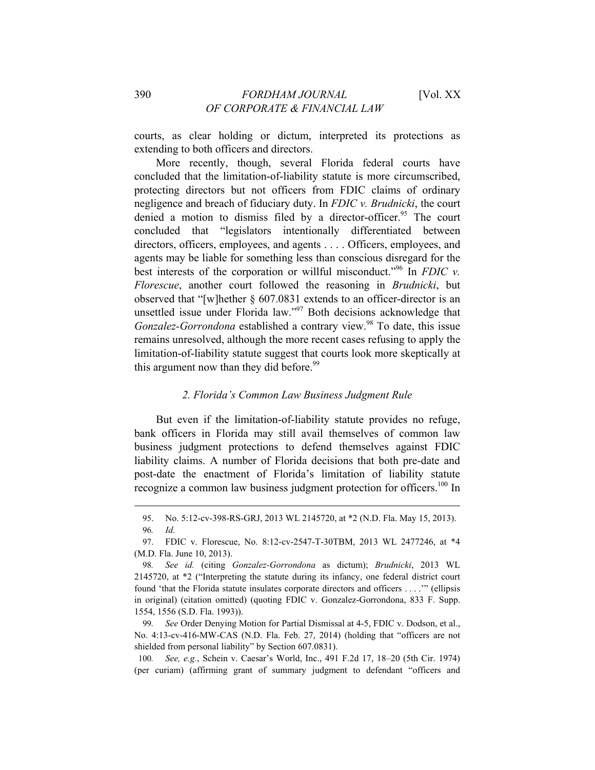courts, as clear holding or dictum, interpreted its protections as extending to both officers and directors.

More recently, though, several Florida federal courts have concluded that the limitation-of-liability statute is more circumscribed, protecting directors but not officers from FDIC claims of ordinary negligence and breach of fiduciary duty. In *FDIC v. Brudnicki*, the court denied a motion to dismiss filed by a director-officer.[95] The court concluded that "legislators intentionally differentiated between directors, officers, employees, and agents . . . . Officers, employees, and agents may be liable for something less than conscious disregard for the best interests of the corporation or willful misconduct."[96] In *FDIC v. Florescue*, another court followed the reasoning in *Brudnicki*, but observed that "[w]hether § 607.0831 extends to an officer-director is an unsettled issue under Florida law."[97] Both decisions acknowledge that *Gonzalez-Gorrondona* established a contrary view.[98] To date, this issue remains unresolved, although the more recent cases refusing to apply the limitation-of-liability statute suggest that courts look more skeptically at this argument now than they did before.[99]

### *2. Florida's Common Law Business Judgment Rule*

But even if the limitation-of-liability statute provides no refuge, bank officers in Florida may still avail themselves of common law business judgment protections to defend themselves against FDIC liability claims. A number of Florida decisions that both pre-date and post-date the enactment of Florida's limitation of liability statute recognize a common law business judgment protection for officers.[100] In

---

95. No. 5:12-cv-398-RS-GRJ, 2013 WL 2145720, at *2 (N.D. Fla. May 15, 2013).

96. *Id.*

97. FDIC v. Florescue, No. 8:12-cv-2547-T-30TBM, 2013 WL 2477246, at *4 (M.D. Fla. June 10, 2013).

98. *See id.* (citing *Gonzalez-Gorrondona* as dictum); *Brudnicki*, 2013 WL 2145720, at *2 ("Interpreting the statute during its infancy, one federal district court found 'that the Florida statute insulates corporate directors and officers . . . .'" (ellipsis in original) (citation omitted) (quoting FDIC v. Gonzalez-Gorrondona, 833 F. Supp. 1554, 1556 (S.D. Fla. 1993)).

99. *See* Order Denying Motion for Partial Dismissal at 4-5, FDIC v. Dodson, et al., No. 4:13-cv-416-MW-CAS (N.D. Fla. Feb. 27, 2014) (holding that "officers are not shielded from personal liability" by Section 607.0831).

100. *See, e.g.*, Schein v. Caesar's World, Inc., 491 F.2d 17, 18–20 (5th Cir. 1974) (per curiam) (affirming grant of summary judgment to defendant "officers and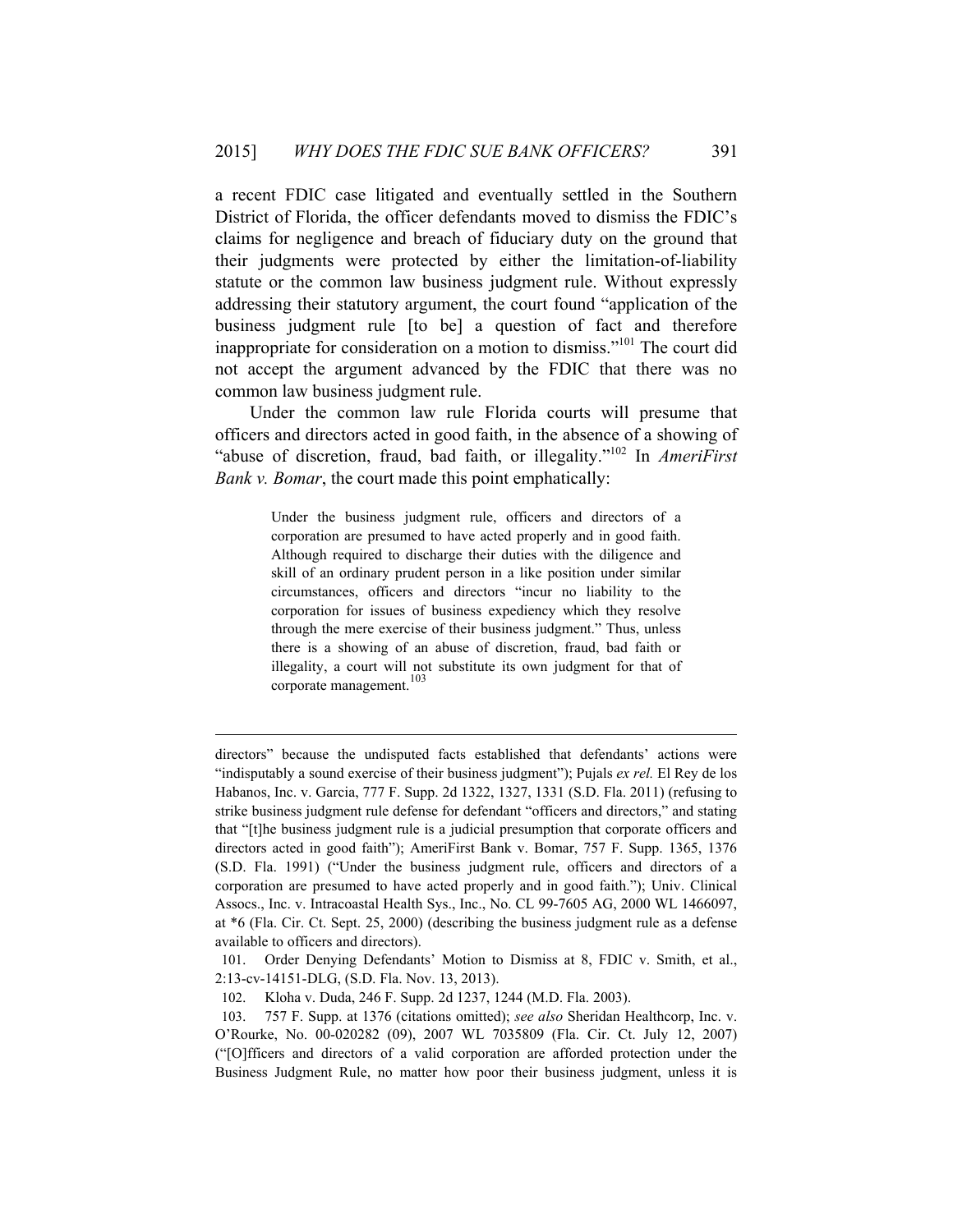a recent FDIC case litigated and eventually settled in the Southern District of Florida, the officer defendants moved to dismiss the FDIC's claims for negligence and breach of fiduciary duty on the ground that their judgments were protected by either the limitation-of-liability statute or the common law business judgment rule. Without expressly addressing their statutory argument, the court found "application of the business judgment rule [to be] a question of fact and therefore inappropriate for consideration on a motion to dismiss."[101] The court did not accept the argument advanced by the FDIC that there was no common law business judgment rule.

Under the common law rule Florida courts will presume that officers and directors acted in good faith, in the absence of a showing of "abuse of discretion, fraud, bad faith, or illegality."[102] In *AmeriFirst Bank v. Bomar*, the court made this point emphatically:

> Under the business judgment rule, officers and directors of a corporation are presumed to have acted properly and in good faith. Although required to discharge their duties with the diligence and skill of an ordinary prudent person in a like position under similar circumstances, officers and directors "incur no liability to the corporation for issues of business expediency which they resolve through the mere exercise of their business judgment." Thus, unless there is a showing of an abuse of discretion, fraud, bad faith or illegality, a court will not substitute its own judgment for that of corporate management.[103]

---

directors" because the undisputed facts established that defendants' actions were "indisputably a sound exercise of their business judgment"); Pujals *ex rel.* El Rey de los Habanos, Inc. v. Garcia, 777 F. Supp. 2d 1322, 1327, 1331 (S.D. Fla. 2011) (refusing to strike business judgment rule defense for defendant "officers and directors," and stating that "[t]he business judgment rule is a judicial presumption that corporate officers and directors acted in good faith"); AmeriFirst Bank v. Bomar, 757 F. Supp. 1365, 1376 (S.D. Fla. 1991) ("Under the business judgment rule, officers and directors of a corporation are presumed to have acted properly and in good faith."); Univ. Clinical Assocs., Inc. v. Intracoastal Health Sys., Inc., No. CL 99-7605 AG, 2000 WL 1466097, at *6 (Fla. Cir. Ct. Sept. 25, 2000) (describing the business judgment rule as a defense available to officers and directors).

101. Order Denying Defendants' Motion to Dismiss at 8, FDIC v. Smith, et al., 2:13-cv-14151-DLG, (S.D. Fla. Nov. 13, 2013).

102. Kloha v. Duda, 246 F. Supp. 2d 1237, 1244 (M.D. Fla. 2003).

103. 757 F. Supp. at 1376 (citations omitted); *see also* Sheridan Healthcorp, Inc. v. O'Rourke, No. 00-020282 (09), 2007 WL 7035809 (Fla. Cir. Ct. July 12, 2007) ("[O]fficers and directors of a valid corporation are afforded protection under the Business Judgment Rule, no matter how poor their business judgment, unless it is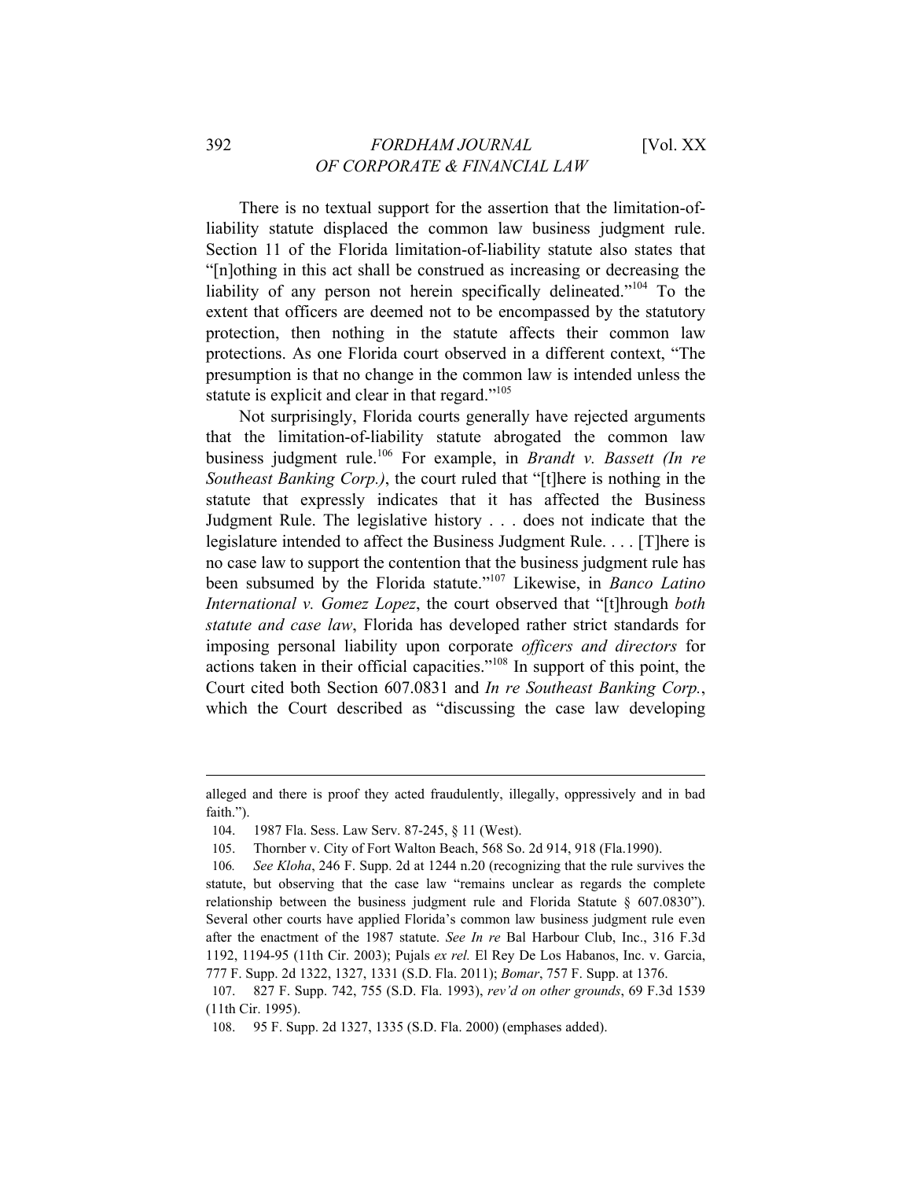There is no textual support for the assertion that the limitation-of-liability statute displaced the common law business judgment rule. Section 11 of the Florida limitation-of-liability statute also states that "[n]othing in this act shall be construed as increasing or decreasing the liability of any person not herein specifically delineated."[104] To the extent that officers are deemed not to be encompassed by the statutory protection, then nothing in the statute affects their common law protections. As one Florida court observed in a different context, "The presumption is that no change in the common law is intended unless the statute is explicit and clear in that regard."[105]

Not surprisingly, Florida courts generally have rejected arguments that the limitation-of-liability statute abrogated the common law business judgment rule.[106] For example, in *Brandt v. Bassett (In re Southeast Banking Corp.)*, the court ruled that "[t]here is nothing in the statute that expressly indicates that it has affected the Business Judgment Rule. The legislative history . . . does not indicate that the legislature intended to affect the Business Judgment Rule. . . . [T]here is no case law to support the contention that the business judgment rule has been subsumed by the Florida statute."[107] Likewise, in *Banco Latino International v. Gomez Lopez*, the court observed that "[t]hrough *both statute and case law*, Florida has developed rather strict standards for imposing personal liability upon corporate *officers and directors* for actions taken in their official capacities."[108] In support of this point, the Court cited both Section 607.0831 and *In re Southeast Banking Corp.*, which the Court described as "discussing the case law developing

---

alleged and there is proof they acted fraudulently, illegally, oppressively and in bad faith.").

104. 1987 Fla. Sess. Law Serv. 87-245, § 11 (West).

105. Thornber v. City of Fort Walton Beach, 568 So. 2d 914, 918 (Fla.1990).

106. *See Kloha*, 246 F. Supp. 2d at 1244 n.20 (recognizing that the rule survives the statute, but observing that the case law "remains unclear as regards the complete relationship between the business judgment rule and Florida Statute § 607.0830"). Several other courts have applied Florida's common law business judgment rule even after the enactment of the 1987 statute. *See In re* Bal Harbour Club, Inc., 316 F.3d 1192, 1194-95 (11th Cir. 2003); Pujals *ex rel.* El Rey De Los Habanos, Inc. v. Garcia, 777 F. Supp. 2d 1322, 1327, 1331 (S.D. Fla. 2011); *Bomar*, 757 F. Supp. at 1376.

107. 827 F. Supp. 742, 755 (S.D. Fla. 1993), *rev'd on other grounds*, 69 F.3d 1539 (11th Cir. 1995).

108. 95 F. Supp. 2d 1327, 1335 (S.D. Fla. 2000) (emphases added).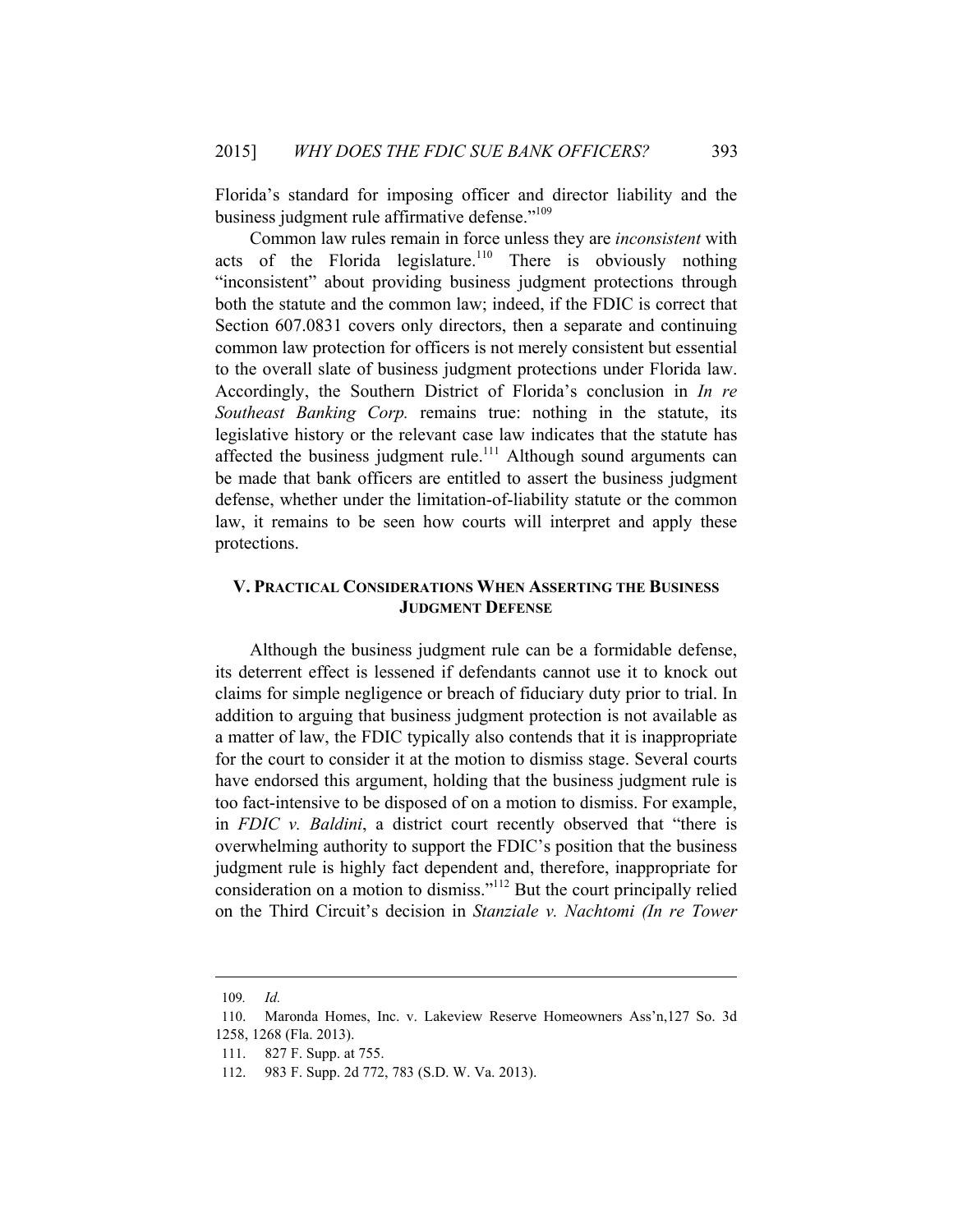Florida's standard for imposing officer and director liability and the business judgment rule affirmative defense."[109]

Common law rules remain in force unless they are *inconsistent* with acts of the Florida legislature.[110] There is obviously nothing "inconsistent" about providing business judgment protections through both the statute and the common law; indeed, if the FDIC is correct that Section 607.0831 covers only directors, then a separate and continuing common law protection for officers is not merely consistent but essential to the overall slate of business judgment protections under Florida law. Accordingly, the Southern District of Florida's conclusion in *In re Southeast Banking Corp.* remains true: nothing in the statute, its legislative history or the relevant case law indicates that the statute has affected the business judgment rule.[111] Although sound arguments can be made that bank officers are entitled to assert the business judgment defense, whether under the limitation-of-liability statute or the common law, it remains to be seen how courts will interpret and apply these protections.

## V. Practical Considerations When Asserting the Business Judgment Defense

Although the business judgment rule can be a formidable defense, its deterrent effect is lessened if defendants cannot use it to knock out claims for simple negligence or breach of fiduciary duty prior to trial. In addition to arguing that business judgment protection is not available as a matter of law, the FDIC typically also contends that it is inappropriate for the court to consider it at the motion to dismiss stage. Several courts have endorsed this argument, holding that the business judgment rule is too fact-intensive to be disposed of on a motion to dismiss. For example, in *FDIC v. Baldini*, a district court recently observed that "there is overwhelming authority to support the FDIC's position that the business judgment rule is highly fact dependent and, therefore, inappropriate for consideration on a motion to dismiss."[112] But the court principally relied on the Third Circuit's decision in *Stanziale v. Nachtomi (In re Tower*

---

109. *Id.*

110. Maronda Homes, Inc. v. Lakeview Reserve Homeowners Ass'n,127 So. 3d 1258, 1268 (Fla. 2013).

111. 827 F. Supp. at 755.

112. 983 F. Supp. 2d 772, 783 (S.D. W. Va. 2013).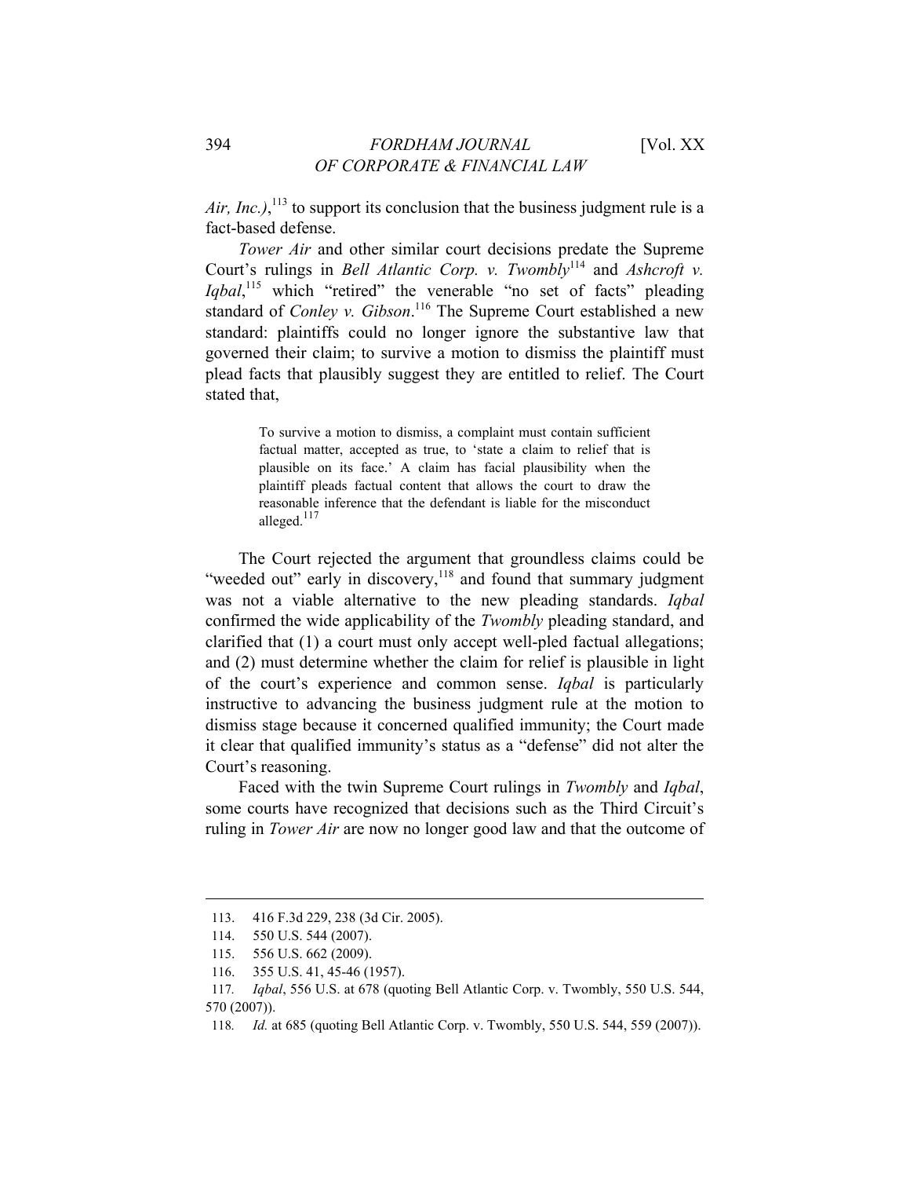*Air, Inc.)*,[113] to support its conclusion that the business judgment rule is a fact-based defense.

*Tower Air* and other similar court decisions predate the Supreme Court's rulings in *Bell Atlantic Corp. v. Twombly*[114] and *Ashcroft v. Iqbal*,[115] which "retired" the venerable "no set of facts" pleading standard of *Conley v. Gibson*.[116] The Supreme Court established a new standard: plaintiffs could no longer ignore the substantive law that governed their claim; to survive a motion to dismiss the plaintiff must plead facts that plausibly suggest they are entitled to relief. The Court stated that,

> To survive a motion to dismiss, a complaint must contain sufficient factual matter, accepted as true, to 'state a claim to relief that is plausible on its face.' A claim has facial plausibility when the plaintiff pleads factual content that allows the court to draw the reasonable inference that the defendant is liable for the misconduct alleged.[117]

The Court rejected the argument that groundless claims could be "weeded out" early in discovery,[118] and found that summary judgment was not a viable alternative to the new pleading standards. *Iqbal* confirmed the wide applicability of the *Twombly* pleading standard, and clarified that (1) a court must only accept well-pled factual allegations; and (2) must determine whether the claim for relief is plausible in light of the court's experience and common sense. *Iqbal* is particularly instructive to advancing the business judgment rule at the motion to dismiss stage because it concerned qualified immunity; the Court made it clear that qualified immunity's status as a "defense" did not alter the Court's reasoning.

Faced with the twin Supreme Court rulings in *Twombly* and *Iqbal*, some courts have recognized that decisions such as the Third Circuit's ruling in *Tower Air* are now no longer good law and that the outcome of

---

113. 416 F.3d 229, 238 (3d Cir. 2005).

114. 550 U.S. 544 (2007).

115. 556 U.S. 662 (2009).

116. 355 U.S. 41, 45-46 (1957).

117. *Iqbal*, 556 U.S. at 678 (quoting Bell Atlantic Corp. v. Twombly, 550 U.S. 544, 570 (2007)).

118. *Id.* at 685 (quoting Bell Atlantic Corp. v. Twombly, 550 U.S. 544, 559 (2007)).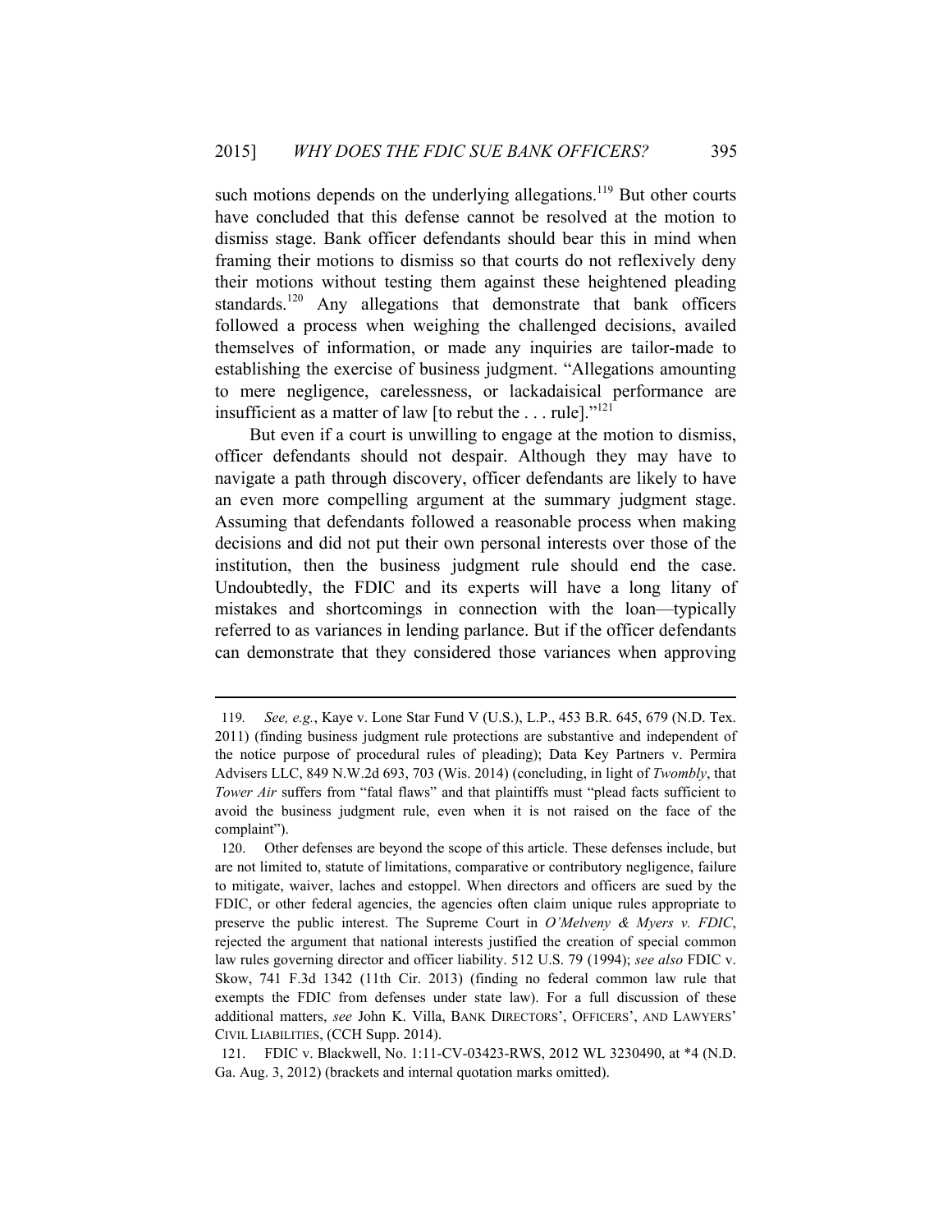such motions depends on the underlying allegations.[119] But other courts have concluded that this defense cannot be resolved at the motion to dismiss stage. Bank officer defendants should bear this in mind when framing their motions to dismiss so that courts do not reflexively deny their motions without testing them against these heightened pleading standards.[120] Any allegations that demonstrate that bank officers followed a process when weighing the challenged decisions, availed themselves of information, or made any inquiries are tailor-made to establishing the exercise of business judgment. "Allegations amounting to mere negligence, carelessness, or lackadaisical performance are insufficient as a matter of law [to rebut the . . . rule]."[121]

But even if a court is unwilling to engage at the motion to dismiss, officer defendants should not despair. Although they may have to navigate a path through discovery, officer defendants are likely to have an even more compelling argument at the summary judgment stage. Assuming that defendants followed a reasonable process when making decisions and did not put their own personal interests over those of the institution, then the business judgment rule should end the case. Undoubtedly, the FDIC and its experts will have a long litany of mistakes and shortcomings in connection with the loan—typically referred to as variances in lending parlance. But if the officer defendants can demonstrate that they considered those variances when approving

---

119. *See, e.g.*, Kaye v. Lone Star Fund V (U.S.), L.P., 453 B.R. 645, 679 (N.D. Tex. 2011) (finding business judgment rule protections are substantive and independent of the notice purpose of procedural rules of pleading); Data Key Partners v. Permira Advisers LLC, 849 N.W.2d 693, 703 (Wis. 2014) (concluding, in light of *Twombly*, that *Tower Air* suffers from "fatal flaws" and that plaintiffs must "plead facts sufficient to avoid the business judgment rule, even when it is not raised on the face of the complaint").

120. Other defenses are beyond the scope of this article. These defenses include, but are not limited to, statute of limitations, comparative or contributory negligence, failure to mitigate, waiver, laches and estoppel. When directors and officers are sued by the FDIC, or other federal agencies, the agencies often claim unique rules appropriate to preserve the public interest. The Supreme Court in *O'Melveny & Myers v. FDIC*, rejected the argument that national interests justified the creation of special common law rules governing director and officer liability. 512 U.S. 79 (1994); *see also* FDIC v. Skow, 741 F.3d 1342 (11th Cir. 2013) (finding no federal common law rule that exempts the FDIC from defenses under state law). For a full discussion of these additional matters, *see* John K. Villa, BANK DIRECTORS', OFFICERS', AND LAWYERS' CIVIL LIABILITIES, (CCH Supp. 2014).

121. FDIC v. Blackwell, No. 1:11-CV-03423-RWS, 2012 WL 3230490, at *4 (N.D. Ga. Aug. 3, 2012) (brackets and internal quotation marks omitted).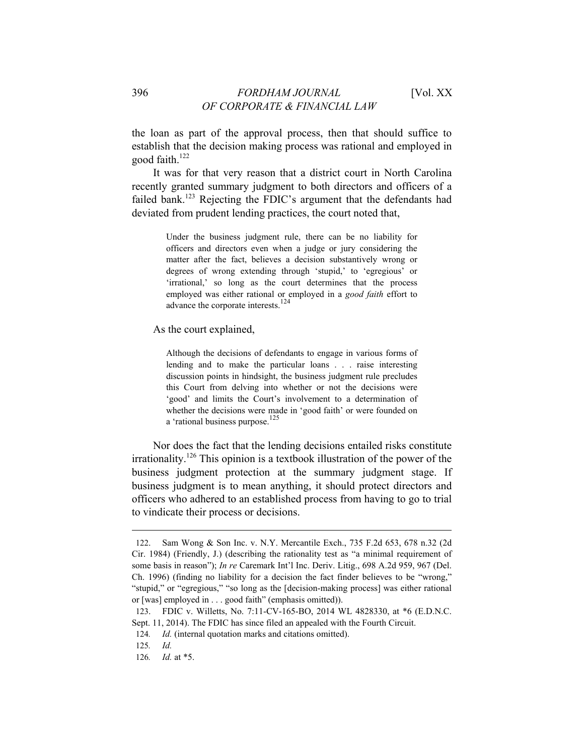the loan as part of the approval process, then that should suffice to establish that the decision making process was rational and employed in good faith.[122]

It was for that very reason that a district court in North Carolina recently granted summary judgment to both directors and officers of a failed bank.[123] Rejecting the FDIC's argument that the defendants had deviated from prudent lending practices, the court noted that,

> Under the business judgment rule, there can be no liability for officers and directors even when a judge or jury considering the matter after the fact, believes a decision substantively wrong or degrees of wrong extending through 'stupid,' to 'egregious' or 'irrational,' so long as the court determines that the process employed was either rational or employed in a *good faith* effort to advance the corporate interests.[124]

As the court explained,

> Although the decisions of defendants to engage in various forms of lending and to make the particular loans . . . raise interesting discussion points in hindsight, the business judgment rule precludes this Court from delving into whether or not the decisions were 'good' and limits the Court's involvement to a determination of whether the decisions were made in 'good faith' or were founded on a 'rational business purpose.[125]

Nor does the fact that the lending decisions entailed risks constitute irrationality.[126] This opinion is a textbook illustration of the power of the business judgment protection at the summary judgment stage. If business judgment is to mean anything, it should protect directors and officers who adhered to an established process from having to go to trial to vindicate their process or decisions.

---

122. Sam Wong & Son Inc. v. N.Y. Mercantile Exch., 735 F.2d 653, 678 n.32 (2d Cir. 1984) (Friendly, J.) (describing the rationality test as "a minimal requirement of some basis in reason"); *In re* Caremark Int'l Inc. Deriv. Litig., 698 A.2d 959, 967 (Del. Ch. 1996) (finding no liability for a decision the fact finder believes to be "wrong," "stupid," or "egregious," "so long as the [decision-making process] was either rational or [was] employed in . . . good faith" (emphasis omitted)).

123. FDIC v. Willetts, No. 7:11-CV-165-BO, 2014 WL 4828330, at *6 (E.D.N.C. Sept. 11, 2014). The FDIC has since filed an appealed with the Fourth Circuit.

124. *Id.* (internal quotation marks and citations omitted).

125. *Id.*

126. *Id.* at *5.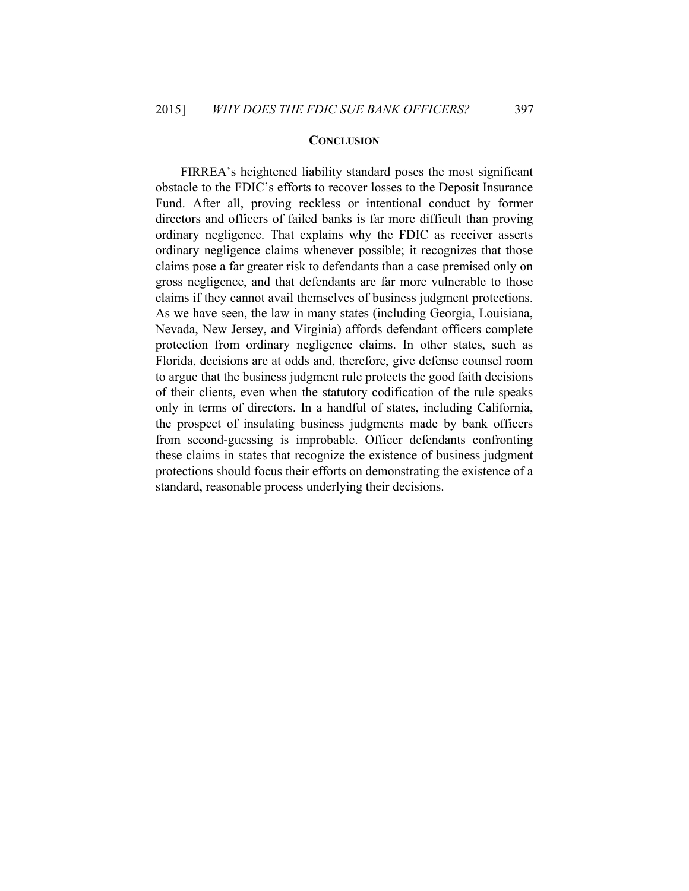## CONCLUSION

FIRREA's heightened liability standard poses the most significant obstacle to the FDIC's efforts to recover losses to the Deposit Insurance Fund. After all, proving reckless or intentional conduct by former directors and officers of failed banks is far more difficult than proving ordinary negligence. That explains why the FDIC as receiver asserts ordinary negligence claims whenever possible; it recognizes that those claims pose a far greater risk to defendants than a case premised only on gross negligence, and that defendants are far more vulnerable to those claims if they cannot avail themselves of business judgment protections. As we have seen, the law in many states (including Georgia, Louisiana, Nevada, New Jersey, and Virginia) affords defendant officers complete protection from ordinary negligence claims. In other states, such as Florida, decisions are at odds and, therefore, give defense counsel room to argue that the business judgment rule protects the good faith decisions of their clients, even when the statutory codification of the rule speaks only in terms of directors. In a handful of states, including California, the prospect of insulating business judgments made by bank officers from second-guessing is improbable. Officer defendants confronting these claims in states that recognize the existence of business judgment protections should focus their efforts on demonstrating the existence of a standard, reasonable process underlying their decisions.